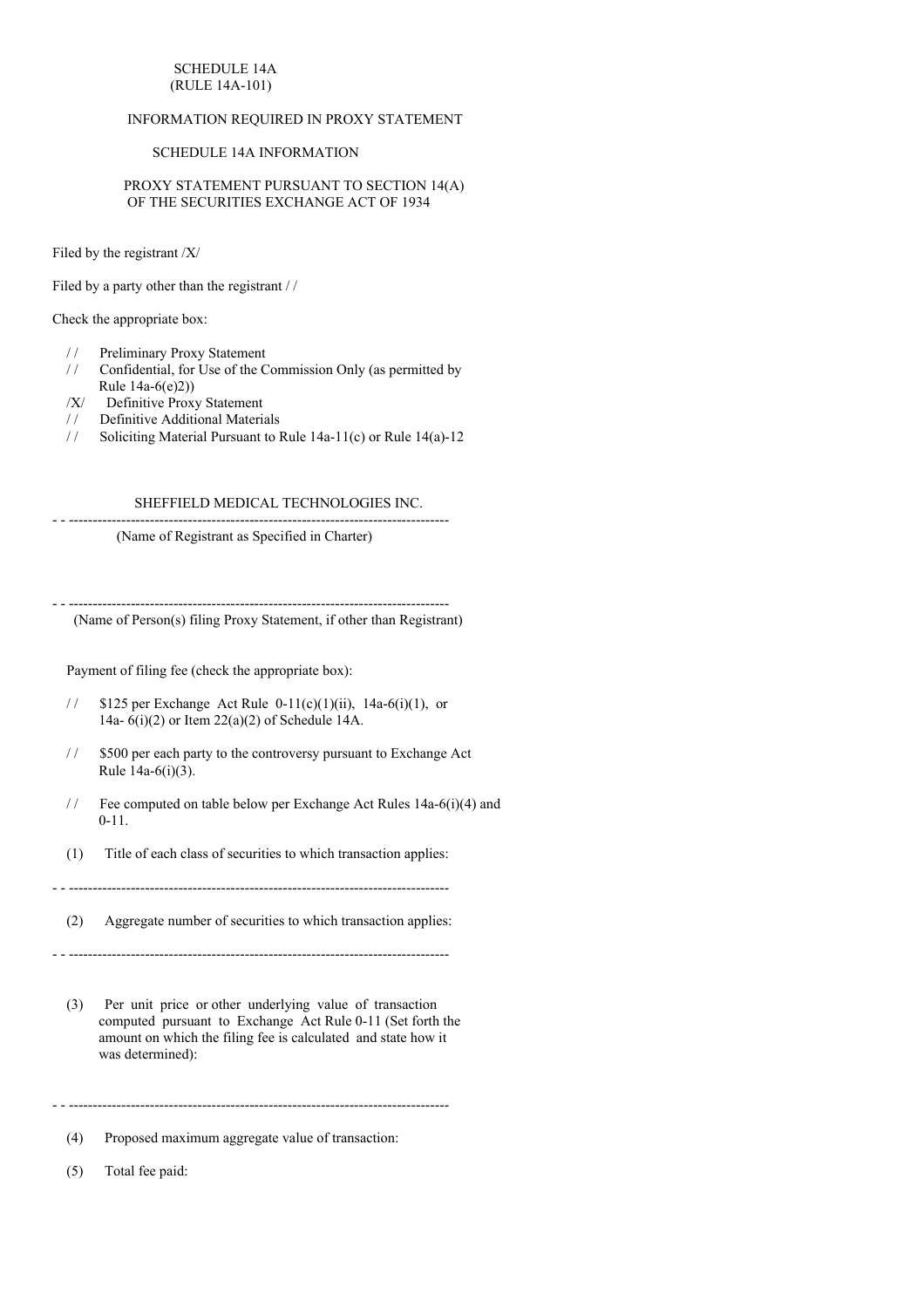SCHEDULE 14A
(RULE 14A-101)

INFORMATION REQUIRED IN PROXY STATEMENT

SCHEDULE 14A INFORMATION

PROXY STATEMENT PURSUANT TO SECTION 14(A)
OF THE SECURITIES EXCHANGE ACT OF 1934

Filed by the registrant /X/

Filed by a party other than the registrant / /

Check the appropriate box:

/ / Preliminary Proxy Statement
/ / Confidential, for Use of the Commission Only (as permitted by Rule 14a-6(e)2))
/X/ Definitive Proxy Statement
/ / Definitive Additional Materials
/ / Soliciting Material Pursuant to Rule 14a-11(c) or Rule 14(a)-12

SHEFFIELD MEDICAL TECHNOLOGIES INC.

---

(Name of Registrant as Specified in Charter)

---

(Name of Person(s) filing Proxy Statement, if other than Registrant)

Payment of filing fee (check the appropriate box):

/ / \$125 per Exchange Act Rule 0-11(c)(1)(ii), 14a-6(i)(1), or 14a- 6(i)(2) or Item 22(a)(2) of Schedule 14A.

/ / \$500 per each party to the controversy pursuant to Exchange Act Rule 14a-6(i)(3).

/ / Fee computed on table below per Exchange Act Rules 14a-6(i)(4) and 0-11.

(1) Title of each class of securities to which transaction applies:

---

(2) Aggregate number of securities to which transaction applies:

---

(3) Per unit price or other underlying value of transaction computed pursuant to Exchange Act Rule 0-11 (Set forth the amount on which the filing fee is calculated and state how it was determined):

---

(4) Proposed maximum aggregate value of transaction:

(5) Total fee paid: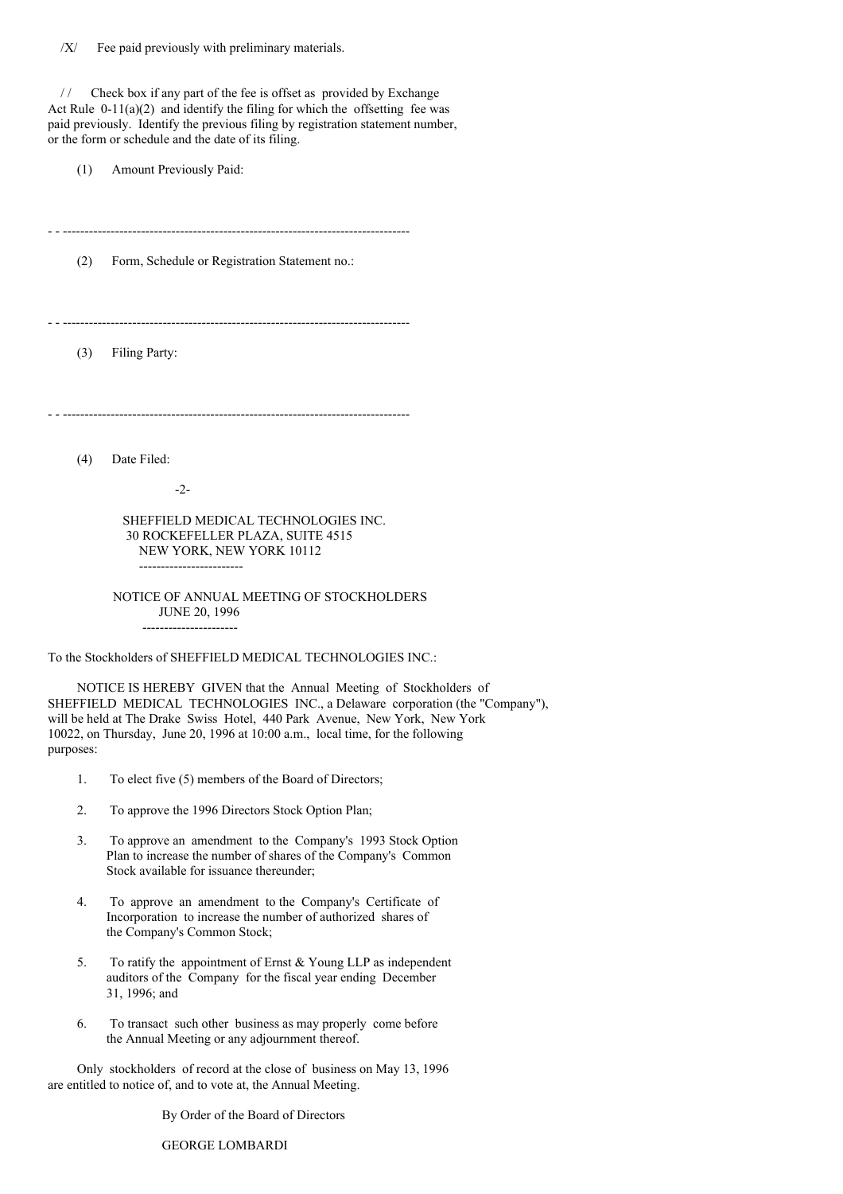/X/ Fee paid previously with preliminary materials.

/ / Check box if any part of the fee is offset as provided by Exchange Act Rule 0-11(a)(2) and identify the filing for which the offsetting fee was paid previously. Identify the previous filing by registration statement number, or the form or schedule and the date of its filing.

(1) Amount Previously Paid:

---

(2) Form, Schedule or Registration Statement no.:

---

(3) Filing Party:

---

(4) Date Filed:

SHEFFIELD MEDICAL TECHNOLOGIES INC.
30 ROCKEFELLER PLAZA, SUITE 4515
NEW YORK, NEW YORK 10112

---

NOTICE OF ANNUAL MEETING OF STOCKHOLDERS
JUNE 20, 1996

---

To the Stockholders of SHEFFIELD MEDICAL TECHNOLOGIES INC.:

NOTICE IS HEREBY GIVEN that the Annual Meeting of Stockholders of SHEFFIELD MEDICAL TECHNOLOGIES INC., a Delaware corporation (the "Company"), will be held at The Drake Swiss Hotel, 440 Park Avenue, New York, New York 10022, on Thursday, June 20, 1996 at 10:00 a.m., local time, for the following purposes:

1. To elect five (5) members of the Board of Directors;
2. To approve the 1996 Directors Stock Option Plan;
3. To approve an amendment to the Company's 1993 Stock Option Plan to increase the number of shares of the Company's Common Stock available for issuance thereunder;
4. To approve an amendment to the Company's Certificate of Incorporation to increase the number of authorized shares of the Company's Common Stock;
5. To ratify the appointment of Ernst & Young LLP as independent auditors of the Company for the fiscal year ending December 31, 1996; and
6. To transact such other business as may properly come before the Annual Meeting or any adjournment thereof.

Only stockholders of record at the close of business on May 13, 1996 are entitled to notice of, and to vote at, the Annual Meeting.

By Order of the Board of Directors

GEORGE LOMBARDI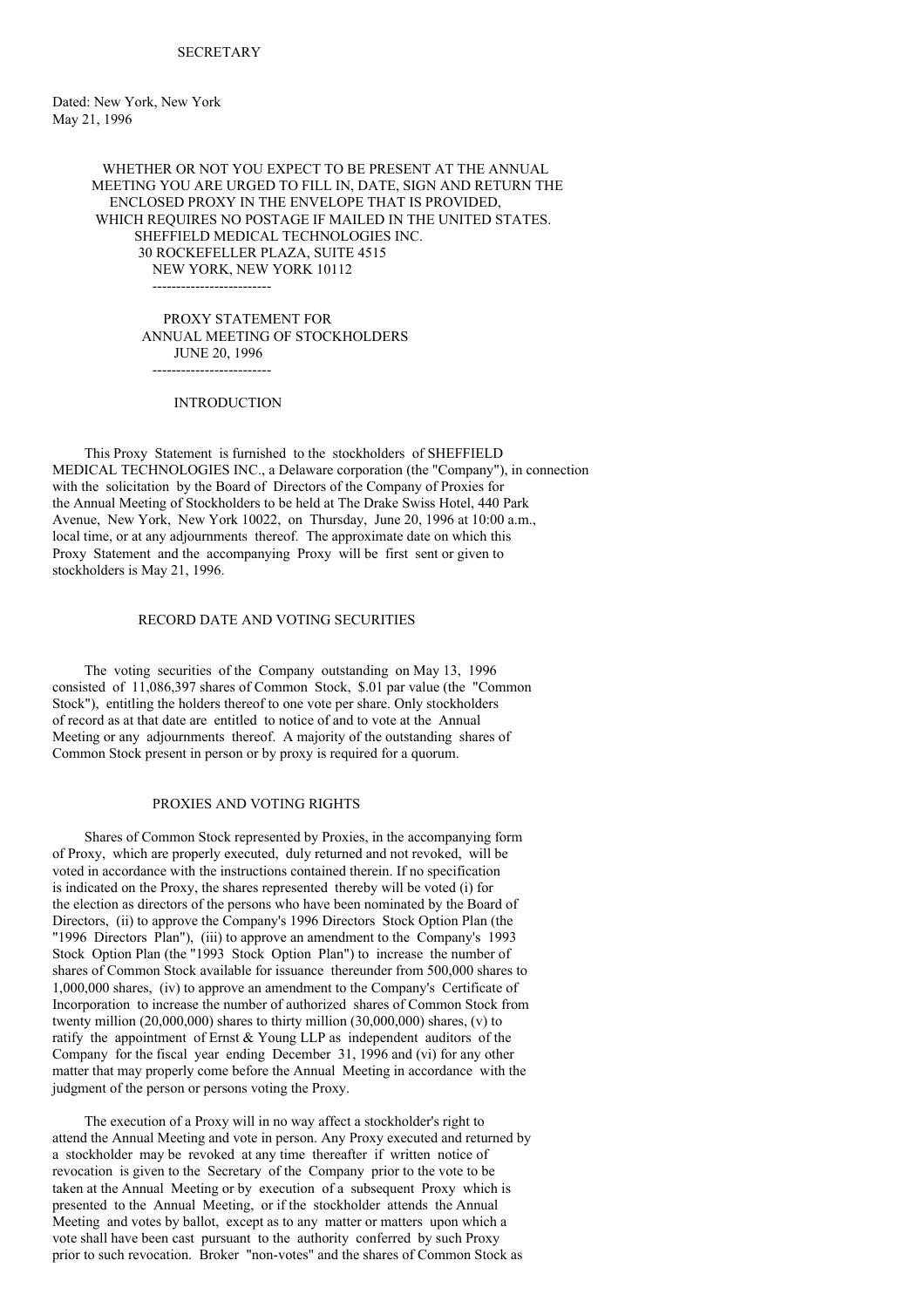SECRETARY

Dated: New York, New York
May 21, 1996

WHETHER OR NOT YOU EXPECT TO BE PRESENT AT THE ANNUAL MEETING YOU ARE URGED TO FILL IN, DATE, SIGN AND RETURN THE ENCLOSED PROXY IN THE ENVELOPE THAT IS PROVIDED, WHICH REQUIRES NO POSTAGE IF MAILED IN THE UNITED STATES.

SHEFFIELD MEDICAL TECHNOLOGIES INC.
30 ROCKEFELLER PLAZA, SUITE 4515
NEW YORK, NEW YORK 10112

-------------------------

PROXY STATEMENT FOR
ANNUAL MEETING OF STOCKHOLDERS
JUNE 20, 1996

-------------------------

## INTRODUCTION

This Proxy Statement is furnished to the stockholders of SHEFFIELD MEDICAL TECHNOLOGIES INC., a Delaware corporation (the "Company"), in connection with the solicitation by the Board of Directors of the Company of Proxies for the Annual Meeting of Stockholders to be held at The Drake Swiss Hotel, 440 Park Avenue, New York, New York 10022, on Thursday, June 20, 1996 at 10:00 a.m., local time, or at any adjournments thereof. The approximate date on which this Proxy Statement and the accompanying Proxy will be first sent or given to stockholders is May 21, 1996.

## RECORD DATE AND VOTING SECURITIES

The voting securities of the Company outstanding on May 13, 1996 consisted of 11,086,397 shares of Common Stock, $.01 par value (the "Common Stock"), entitling the holders thereof to one vote per share. Only stockholders of record as at that date are entitled to notice of and to vote at the Annual Meeting or any adjournments thereof. A majority of the outstanding shares of Common Stock present in person or by proxy is required for a quorum.

## PROXIES AND VOTING RIGHTS

Shares of Common Stock represented by Proxies, in the accompanying form of Proxy, which are properly executed, duly returned and not revoked, will be voted in accordance with the instructions contained therein. If no specification is indicated on the Proxy, the shares represented thereby will be voted (i) for the election as directors of the persons who have been nominated by the Board of Directors, (ii) to approve the Company's 1996 Directors Stock Option Plan (the "1996 Directors Plan"), (iii) to approve an amendment to the Company's 1993 Stock Option Plan (the "1993 Stock Option Plan") to increase the number of shares of Common Stock available for issuance thereunder from 500,000 shares to 1,000,000 shares, (iv) to approve an amendment to the Company's Certificate of Incorporation to increase the number of authorized shares of Common Stock from twenty million (20,000,000) shares to thirty million (30,000,000) shares, (v) to ratify the appointment of Ernst & Young LLP as independent auditors of the Company for the fiscal year ending December 31, 1996 and (vi) for any other matter that may properly come before the Annual Meeting in accordance with the judgment of the person or persons voting the Proxy.

The execution of a Proxy will in no way affect a stockholder's right to attend the Annual Meeting and vote in person. Any Proxy executed and returned by a stockholder may be revoked at any time thereafter if written notice of revocation is given to the Secretary of the Company prior to the vote to be taken at the Annual Meeting or by execution of a subsequent Proxy which is presented to the Annual Meeting, or if the stockholder attends the Annual Meeting and votes by ballot, except as to any matter or matters upon which a vote shall have been cast pursuant to the authority conferred by such Proxy prior to such revocation. Broker "non-votes" and the shares of Common Stock as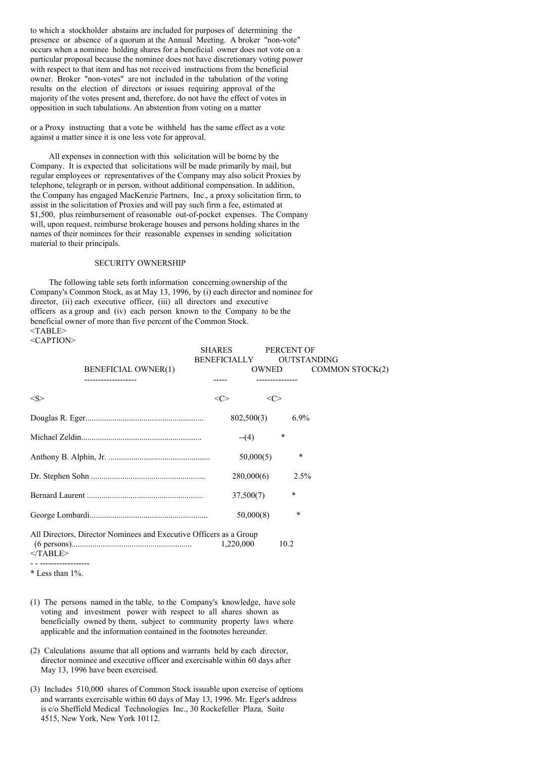to which a stockholder abstains are included for purposes of determining the presence or absence of a quorum at the Annual Meeting. A broker "non-vote" occurs when a nominee holding shares for a beneficial owner does not vote on a particular proposal because the nominee does not have discretionary voting power with respect to that item and has not received instructions from the beneficial owner. Broker "non-votes" are not included in the tabulation of the voting results on the election of directors or issues requiring approval of the majority of the votes present and, therefore, do not have the effect of votes in opposition in such tabulations. An abstention from voting on a matter

or a Proxy instructing that a vote be withheld has the same effect as a vote against a matter since it is one less vote for approval.

All expenses in connection with this solicitation will be borne by the Company. It is expected that solicitations will be made primarily by mail, but regular employees or representatives of the Company may also solicit Proxies by telephone, telegraph or in person, without additional compensation. In addition, the Company has engaged MacKenzie Partners, Inc., a proxy solicitation firm, to assist in the solicitation of Proxies and will pay such firm a fee, estimated at $1,500, plus reimbursement of reasonable out-of-pocket expenses. The Company will, upon request, reimburse brokerage houses and persons holding shares in the names of their nominees for their reasonable expenses in sending solicitation material to their principals.

## SECURITY OWNERSHIP

The following table sets forth information concerning ownership of the Company's Common Stock, as at May 13, 1996, by (i) each director and nominee for director, (ii) each executive officer, (iii) all directors and executive officers as a group and (iv) each person known to the Company to be the beneficial owner of more than five percent of the Common Stock.

| BENEFICIAL OWNER(1) | SHARES BENEFICIALLY OWNED | PERCENT OF OUTSTANDING COMMON STOCK(2) |
|---|---|---|
| Douglas R. Eger | 802,500(3) | 6.9% |
| Michael Zeldin | --(4) | * |
| Anthony B. Alphin, Jr. | 50,000(5) | * |
| Dr. Stephen Sohn | 280,000(6) | 2.5% |
| Bernard Laurent | 37,500(7) | * |
| George Lombardi | 50,000(8) | * |
| All Directors, Director Nominees and Executive Officers as a Group (6 persons) | 1,220,000 | 10.2 |

\* Less than 1%.

(1) The persons named in the table, to the Company's knowledge, have sole voting and investment power with respect to all shares shown as beneficially owned by them, subject to community property laws where applicable and the information contained in the footnotes hereunder.

(2) Calculations assume that all options and warrants held by each director, director nominee and executive officer and exercisable within 60 days after May 13, 1996 have been exercised.

(3) Includes 510,000 shares of Common Stock issuable upon exercise of options and warrants exercisable within 60 days of May 13, 1996. Mr. Eger's address is c/o Sheffield Medical Technologies Inc., 30 Rockefeller Plaza, Suite 4515, New York, New York 10112.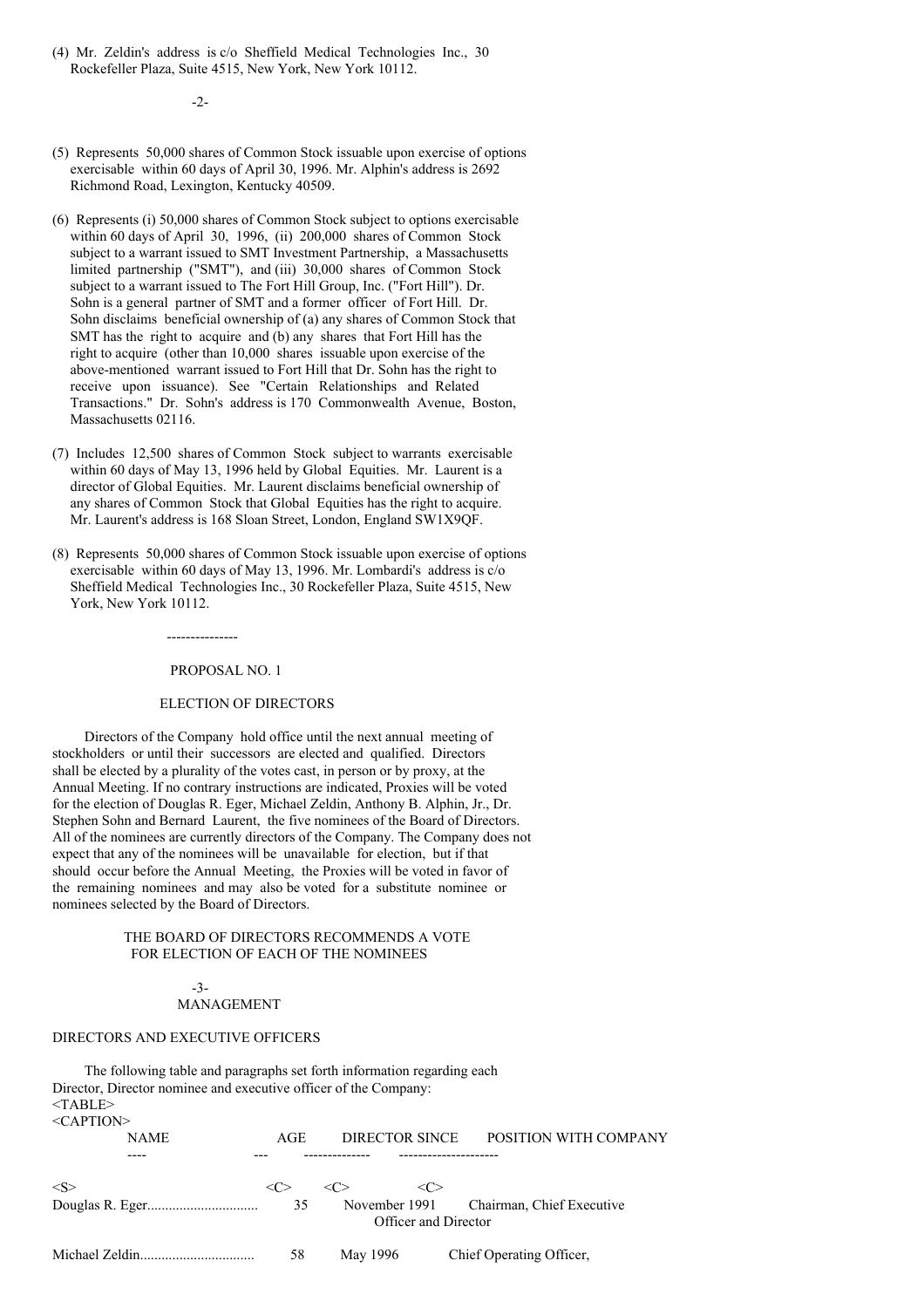(4) Mr. Zeldin's address is c/o Sheffield Medical Technologies Inc., 30 Rockefeller Plaza, Suite 4515, New York, New York 10112.

(5) Represents 50,000 shares of Common Stock issuable upon exercise of options exercisable within 60 days of April 30, 1996. Mr. Alphin's address is 2692 Richmond Road, Lexington, Kentucky 40509.

(6) Represents (i) 50,000 shares of Common Stock subject to options exercisable within 60 days of April 30, 1996, (ii) 200,000 shares of Common Stock subject to a warrant issued to SMT Investment Partnership, a Massachusetts limited partnership ("SMT"), and (iii) 30,000 shares of Common Stock subject to a warrant issued to The Fort Hill Group, Inc. ("Fort Hill"). Dr. Sohn is a general partner of SMT and a former officer of Fort Hill. Dr. Sohn disclaims beneficial ownership of (a) any shares of Common Stock that SMT has the right to acquire and (b) any shares that Fort Hill has the right to acquire (other than 10,000 shares issuable upon exercise of the above-mentioned warrant issued to Fort Hill that Dr. Sohn has the right to receive upon issuance). See "Certain Relationships and Related Transactions." Dr. Sohn's address is 170 Commonwealth Avenue, Boston, Massachusetts 02116.

(7) Includes 12,500 shares of Common Stock subject to warrants exercisable within 60 days of May 13, 1996 held by Global Equities. Mr. Laurent is a director of Global Equities. Mr. Laurent disclaims beneficial ownership of any shares of Common Stock that Global Equities has the right to acquire. Mr. Laurent's address is 168 Sloan Street, London, England SW1X9QF.

(8) Represents 50,000 shares of Common Stock issuable upon exercise of options exercisable within 60 days of May 13, 1996. Mr. Lombardi's address is c/o Sheffield Medical Technologies Inc., 30 Rockefeller Plaza, Suite 4515, New York, New York 10112.

---------------

## PROPOSAL NO. 1

## ELECTION OF DIRECTORS

Directors of the Company hold office until the next annual meeting of stockholders or until their successors are elected and qualified. Directors shall be elected by a plurality of the votes cast, in person or by proxy, at the Annual Meeting. If no contrary instructions are indicated, Proxies will be voted for the election of Douglas R. Eger, Michael Zeldin, Anthony B. Alphin, Jr., Dr. Stephen Sohn and Bernard Laurent, the five nominees of the Board of Directors. All of the nominees are currently directors of the Company. The Company does not expect that any of the nominees will be unavailable for election, but if that should occur before the Annual Meeting, the Proxies will be voted in favor of the remaining nominees and may also be voted for a substitute nominee or nominees selected by the Board of Directors.

THE BOARD OF DIRECTORS RECOMMENDS A VOTE FOR ELECTION OF EACH OF THE NOMINEES

## MANAGEMENT

### DIRECTORS AND EXECUTIVE OFFICERS

The following table and paragraphs set forth information regarding each Director, Director nominee and executive officer of the Company:

| NAME | AGE | DIRECTOR SINCE | POSITION WITH COMPANY |
|---|---|---|---|
| Douglas R. Eger | 35 | November 1991 | Chairman, Chief Executive Officer and Director |
| Michael Zeldin | 58 | May 1996 | Chief Operating Officer, |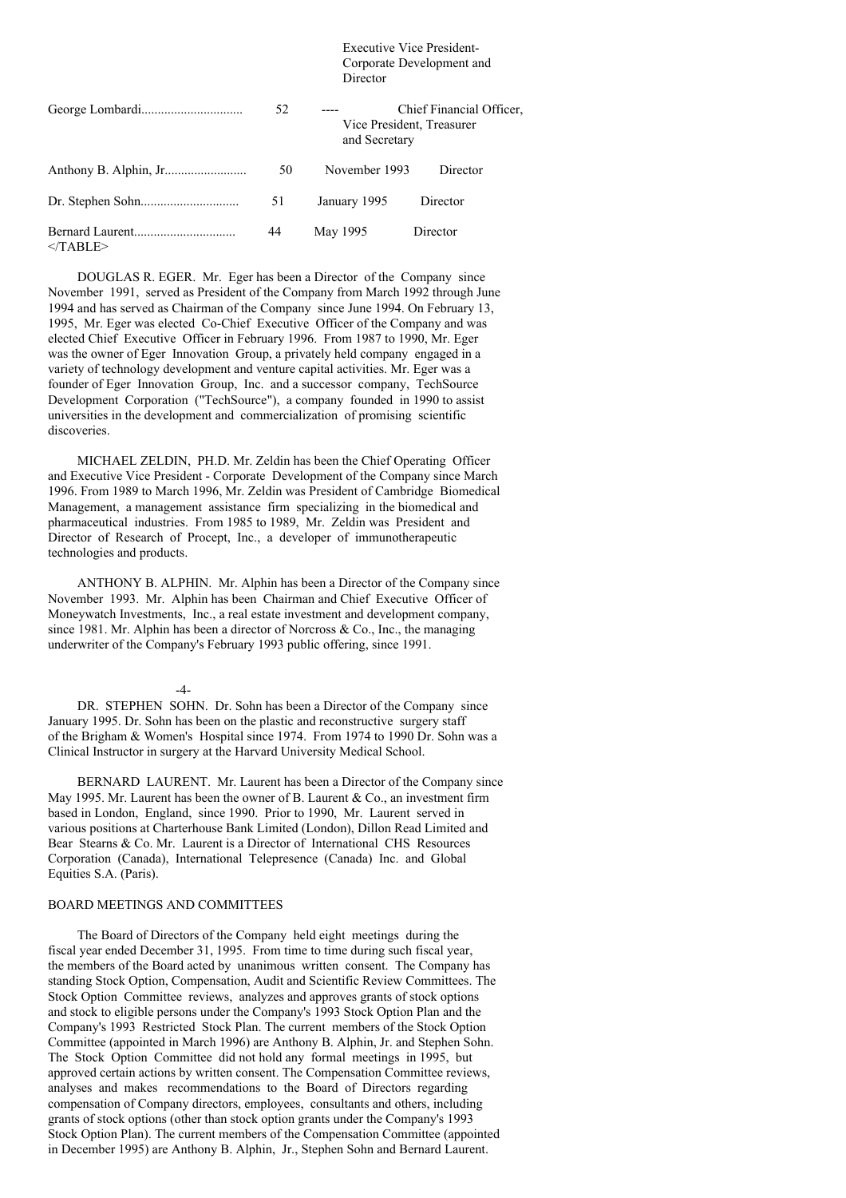| Name | Age | Director Since | Position |
|---|---|---|---|
| | | | Executive Vice President-Corporate Development and Director |
| George Lombardi | 52 | ---- | Chief Financial Officer, Vice President, Treasurer and Secretary |
| Anthony B. Alphin, Jr. | 50 | November 1993 | Director |
| Dr. Stephen Sohn | 51 | January 1995 | Director |
| Bernard Laurent | 44 | May 1995 | Director |

DOUGLAS R. EGER. Mr. Eger has been a Director of the Company since November 1991, served as President of the Company from March 1992 through June 1994 and has served as Chairman of the Company since June 1994. On February 13, 1995, Mr. Eger was elected Co-Chief Executive Officer of the Company and was elected Chief Executive Officer in February 1996. From 1987 to 1990, Mr. Eger was the owner of Eger Innovation Group, a privately held company engaged in a variety of technology development and venture capital activities. Mr. Eger was a founder of Eger Innovation Group, Inc. and a successor company, TechSource Development Corporation ("TechSource"), a company founded in 1990 to assist universities in the development and commercialization of promising scientific discoveries.

MICHAEL ZELDIN, PH.D. Mr. Zeldin has been the Chief Operating Officer and Executive Vice President - Corporate Development of the Company since March 1996. From 1989 to March 1996, Mr. Zeldin was President of Cambridge Biomedical Management, a management assistance firm specializing in the biomedical and pharmaceutical industries. From 1985 to 1989, Mr. Zeldin was President and Director of Research of Procept, Inc., a developer of immunotherapeutic technologies and products.

ANTHONY B. ALPHIN. Mr. Alphin has been a Director of the Company since November 1993. Mr. Alphin has been Chairman and Chief Executive Officer of Moneywatch Investments, Inc., a real estate investment and development company, since 1981. Mr. Alphin has been a director of Norcross & Co., Inc., the managing underwriter of the Company's February 1993 public offering, since 1991.

DR. STEPHEN SOHN. Dr. Sohn has been a Director of the Company since January 1995. Dr. Sohn has been on the plastic and reconstructive surgery staff of the Brigham & Women's Hospital since 1974. From 1974 to 1990 Dr. Sohn was a Clinical Instructor in surgery at the Harvard University Medical School.

BERNARD LAURENT. Mr. Laurent has been a Director of the Company since May 1995. Mr. Laurent has been the owner of B. Laurent & Co., an investment firm based in London, England, since 1990. Prior to 1990, Mr. Laurent served in various positions at Charterhouse Bank Limited (London), Dillon Read Limited and Bear Stearns & Co. Mr. Laurent is a Director of International CHS Resources Corporation (Canada), International Telepresence (Canada) Inc. and Global Equities S.A. (Paris).

## BOARD MEETINGS AND COMMITTEES

The Board of Directors of the Company held eight meetings during the fiscal year ended December 31, 1995. From time to time during such fiscal year, the members of the Board acted by unanimous written consent. The Company has standing Stock Option, Compensation, Audit and Scientific Review Committees. The Stock Option Committee reviews, analyzes and approves grants of stock options and stock to eligible persons under the Company's 1993 Stock Option Plan and the Company's 1993 Restricted Stock Plan. The current members of the Stock Option Committee (appointed in March 1996) are Anthony B. Alphin, Jr. and Stephen Sohn. The Stock Option Committee did not hold any formal meetings in 1995, but approved certain actions by written consent. The Compensation Committee reviews, analyses and makes recommendations to the Board of Directors regarding compensation of Company directors, employees, consultants and others, including grants of stock options (other than stock option grants under the Company's 1993 Stock Option Plan). The current members of the Compensation Committee (appointed in December 1995) are Anthony B. Alphin, Jr., Stephen Sohn and Bernard Laurent.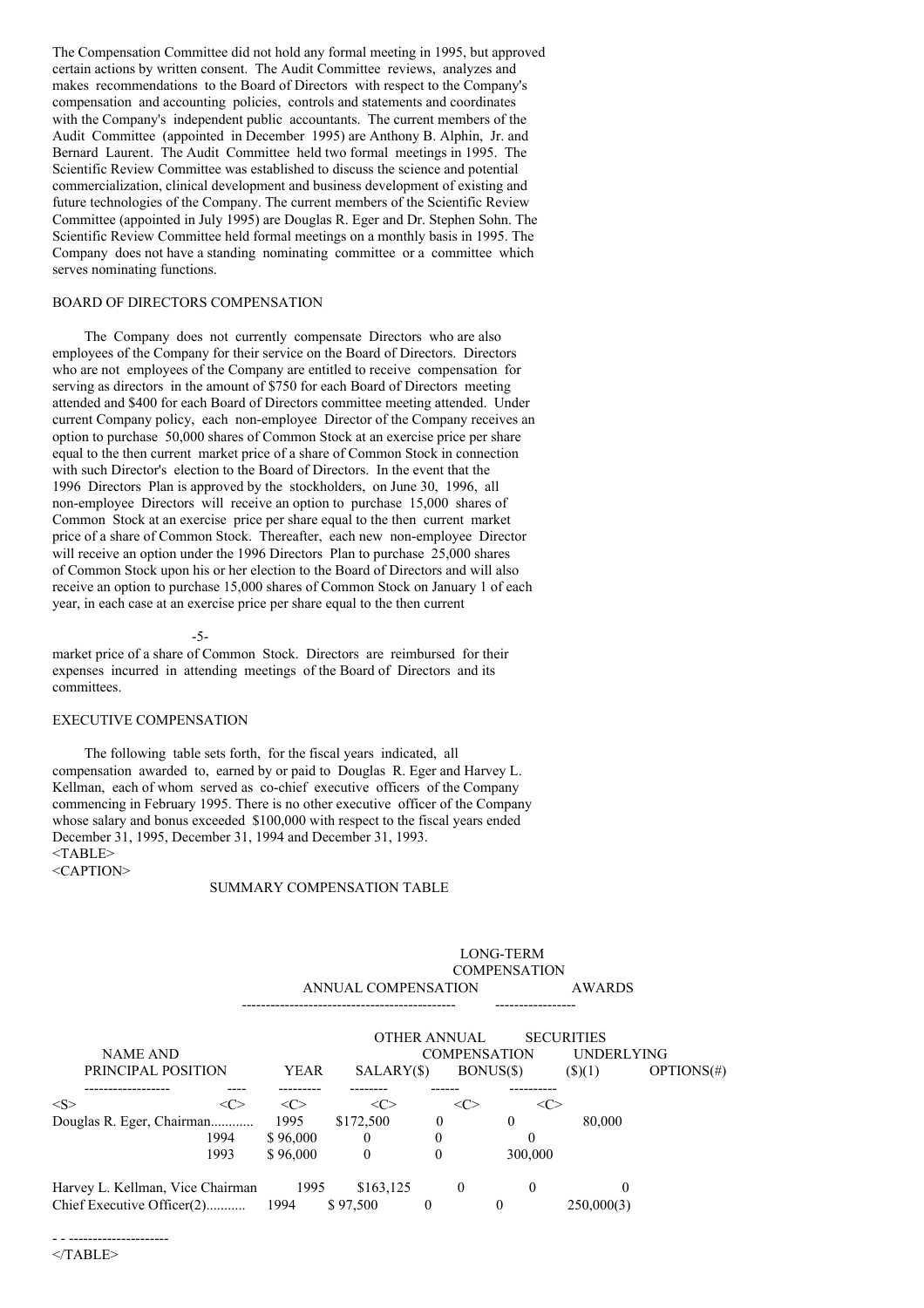The Compensation Committee did not hold any formal meeting in 1995, but approved certain actions by written consent. The Audit Committee reviews, analyzes and makes recommendations to the Board of Directors with respect to the Company's compensation and accounting policies, controls and statements and coordinates with the Company's independent public accountants. The current members of the Audit Committee (appointed in December 1995) are Anthony B. Alphin, Jr. and Bernard Laurent. The Audit Committee held two formal meetings in 1995. The Scientific Review Committee was established to discuss the science and potential commercialization, clinical development and business development of existing and future technologies of the Company. The current members of the Scientific Review Committee (appointed in July 1995) are Douglas R. Eger and Dr. Stephen Sohn. The Scientific Review Committee held formal meetings on a monthly basis in 1995. The Company does not have a standing nominating committee or a committee which serves nominating functions.

## BOARD OF DIRECTORS COMPENSATION

The Company does not currently compensate Directors who are also employees of the Company for their service on the Board of Directors. Directors who are not employees of the Company are entitled to receive compensation for serving as directors in the amount of $750 for each Board of Directors meeting attended and $400 for each Board of Directors committee meeting attended. Under current Company policy, each non-employee Director of the Company receives an option to purchase 50,000 shares of Common Stock at an exercise price per share equal to the then current market price of a share of Common Stock in connection with such Director's election to the Board of Directors. In the event that the 1996 Directors Plan is approved by the stockholders, on June 30, 1996, all non-employee Directors will receive an option to purchase 15,000 shares of Common Stock at an exercise price per share equal to the then current market price of a share of Common Stock. Thereafter, each new non-employee Director will receive an option under the 1996 Directors Plan to purchase 25,000 shares of Common Stock upon his or her election to the Board of Directors and will also receive an option to purchase 15,000 shares of Common Stock on January 1 of each year, in each case at an exercise price per share equal to the then current market price of a share of Common Stock. Directors are reimbursed for their expenses incurred in attending meetings of the Board of Directors and its committees.

## EXECUTIVE COMPENSATION

The following table sets forth, for the fiscal years indicated, all compensation awarded to, earned by or paid to Douglas R. Eger and Harvey L. Kellman, each of whom served as co-chief executive officers of the Company commencing in February 1995. There is no other executive officer of the Company whose salary and bonus exceeded $100,000 with respect to the fiscal years ended December 31, 1995, December 31, 1994 and December 31, 1993.

SUMMARY COMPENSATION TABLE

| | | ANNUAL COMPENSATION | | | LONG-TERM COMPENSATION AWARDS |
|---|---|---|---|---|---|
| NAME AND PRINCIPAL POSITION | YEAR | SALARY($) | BONUS($) | OTHER ANNUAL COMPENSATION ($)(1) | SECURITIES UNDERLYING OPTIONS(#) |
| Douglas R. Eger, Chairman | 1995 | $172,500 | 0 | 0 | 80,000 |
| | 1994 | $ 96,000 | 0 | 0 | 0 |
| | 1993 | $ 96,000 | 0 | 0 | 300,000 |
| Harvey L. Kellman, Vice Chairman | 1995 | $163,125 | 0 | 0 | 0 |
| Chief Executive Officer(2) | 1994 | $ 97,500 | 0 | 0 | 250,000(3) |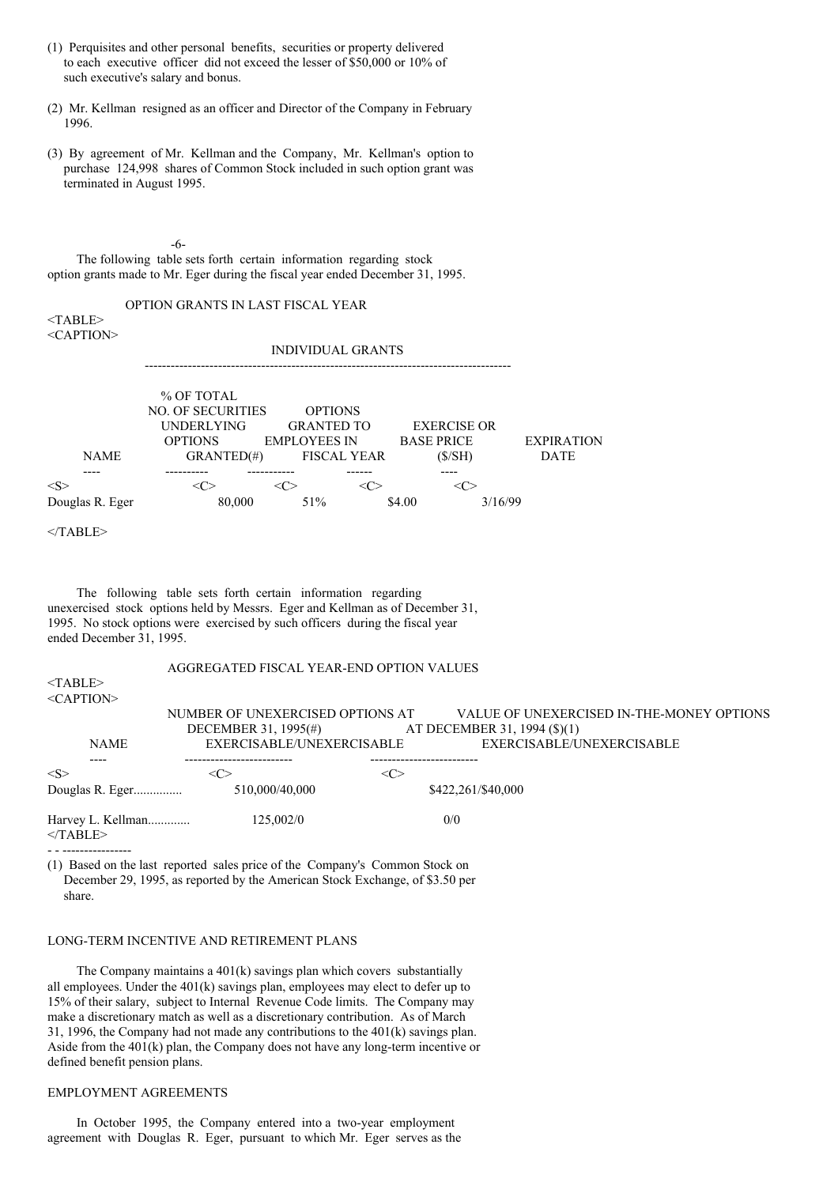(1) Perquisites and other personal benefits, securities or property delivered to each executive officer did not exceed the lesser of $50,000 or 10% of such executive's salary and bonus.

(2) Mr. Kellman resigned as an officer and Director of the Company in February 1996.

(3) By agreement of Mr. Kellman and the Company, Mr. Kellman's option to purchase 124,998 shares of Common Stock included in such option grant was terminated in August 1995.

The following table sets forth certain information regarding stock option grants made to Mr. Eger during the fiscal year ended December 31, 1995.

OPTION GRANTS IN LAST FISCAL YEAR

| | INDIVIDUAL GRANTS | | | |
|---|---|---|---|---|
| NAME | NO. OF SECURITIES UNDERLYING OPTIONS GRANTED(#) | % OF TOTAL OPTIONS GRANTED TO EMPLOYEES IN FISCAL YEAR | EXERCISE OR BASE PRICE ($/SH) | EXPIRATION DATE |
| Douglas R. Eger | 80,000 | 51% | $4.00 | 3/16/99 |

The following table sets forth certain information regarding unexercised stock options held by Messrs. Eger and Kellman as of December 31, 1995. No stock options were exercised by such officers during the fiscal year ended December 31, 1995.

AGGREGATED FISCAL YEAR-END OPTION VALUES

| NAME | NUMBER OF UNEXERCISED OPTIONS AT DECEMBER 31, 1995(#) EXERCISABLE/UNEXERCISABLE | VALUE OF UNEXERCISED IN-THE-MONEY OPTIONS AT DECEMBER 31, 1994 ($)(1) EXERCISABLE/UNEXERCISABLE |
|---|---|---|
| Douglas R. Eger | 510,000/40,000 | $422,261/$40,000 |
| Harvey L. Kellman | 125,002/0 | 0/0 |

(1) Based on the last reported sales price of the Company's Common Stock on December 29, 1995, as reported by the American Stock Exchange, of $3.50 per share.

## LONG-TERM INCENTIVE AND RETIREMENT PLANS

The Company maintains a 401(k) savings plan which covers substantially all employees. Under the 401(k) savings plan, employees may elect to defer up to 15% of their salary, subject to Internal Revenue Code limits. The Company may make a discretionary match as well as a discretionary contribution. As of March 31, 1996, the Company had not made any contributions to the 401(k) savings plan. Aside from the 401(k) plan, the Company does not have any long-term incentive or defined benefit pension plans.

## EMPLOYMENT AGREEMENTS

In October 1995, the Company entered into a two-year employment agreement with Douglas R. Eger, pursuant to which Mr. Eger serves as the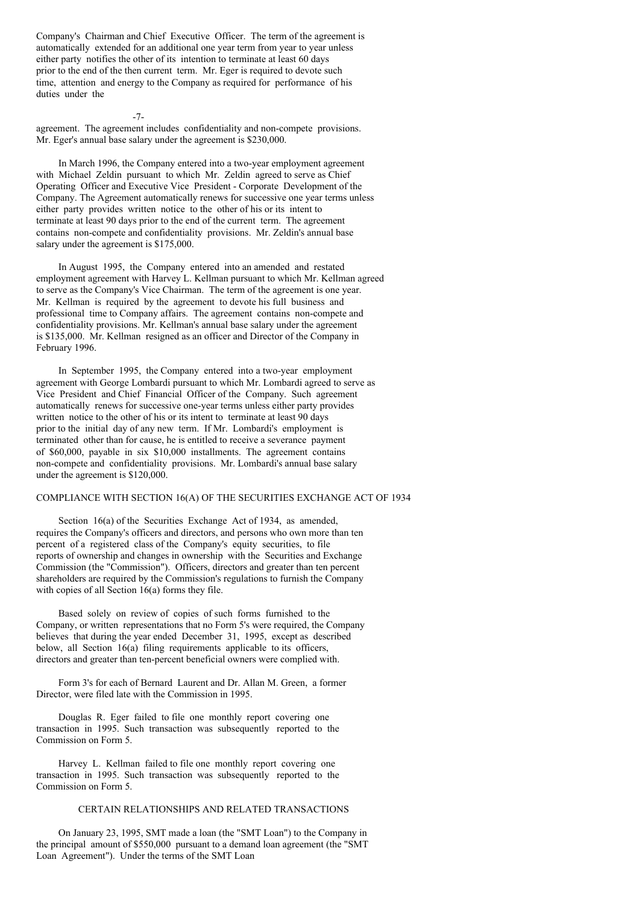Company's Chairman and Chief Executive Officer. The term of the agreement is automatically extended for an additional one year term from year to year unless either party notifies the other of its intention to terminate at least 60 days prior to the end of the then current term. Mr. Eger is required to devote such time, attention and energy to the Company as required for performance of his duties under the agreement. The agreement includes confidentiality and non-compete provisions. Mr. Eger's annual base salary under the agreement is $230,000.

In March 1996, the Company entered into a two-year employment agreement with Michael Zeldin pursuant to which Mr. Zeldin agreed to serve as Chief Operating Officer and Executive Vice President - Corporate Development of the Company. The Agreement automatically renews for successive one year terms unless either party provides written notice to the other of his or its intent to terminate at least 90 days prior to the end of the current term. The agreement contains non-compete and confidentiality provisions. Mr. Zeldin's annual base salary under the agreement is $175,000.

In August 1995, the Company entered into an amended and restated employment agreement with Harvey L. Kellman pursuant to which Mr. Kellman agreed to serve as the Company's Vice Chairman. The term of the agreement is one year. Mr. Kellman is required by the agreement to devote his full business and professional time to Company affairs. The agreement contains non-compete and confidentiality provisions. Mr. Kellman's annual base salary under the agreement is $135,000. Mr. Kellman resigned as an officer and Director of the Company in February 1996.

In September 1995, the Company entered into a two-year employment agreement with George Lombardi pursuant to which Mr. Lombardi agreed to serve as Vice President and Chief Financial Officer of the Company. Such agreement automatically renews for successive one-year terms unless either party provides written notice to the other of his or its intent to terminate at least 90 days prior to the initial day of any new term. If Mr. Lombardi's employment is terminated other than for cause, he is entitled to receive a severance payment of $60,000, payable in six $10,000 installments. The agreement contains non-compete and confidentiality provisions. Mr. Lombardi's annual base salary under the agreement is $120,000.

## COMPLIANCE WITH SECTION 16(A) OF THE SECURITIES EXCHANGE ACT OF 1934

Section 16(a) of the Securities Exchange Act of 1934, as amended, requires the Company's officers and directors, and persons who own more than ten percent of a registered class of the Company's equity securities, to file reports of ownership and changes in ownership with the Securities and Exchange Commission (the "Commission"). Officers, directors and greater than ten percent shareholders are required by the Commission's regulations to furnish the Company with copies of all Section 16(a) forms they file.

Based solely on review of copies of such forms furnished to the Company, or written representations that no Form 5's were required, the Company believes that during the year ended December 31, 1995, except as described below, all Section 16(a) filing requirements applicable to its officers, directors and greater than ten-percent beneficial owners were complied with.

Form 3's for each of Bernard Laurent and Dr. Allan M. Green, a former Director, were filed late with the Commission in 1995.

Douglas R. Eger failed to file one monthly report covering one transaction in 1995. Such transaction was subsequently reported to the Commission on Form 5.

Harvey L. Kellman failed to file one monthly report covering one transaction in 1995. Such transaction was subsequently reported to the Commission on Form 5.

## CERTAIN RELATIONSHIPS AND RELATED TRANSACTIONS

On January 23, 1995, SMT made a loan (the "SMT Loan") to the Company in the principal amount of $550,000 pursuant to a demand loan agreement (the "SMT Loan Agreement"). Under the terms of the SMT Loan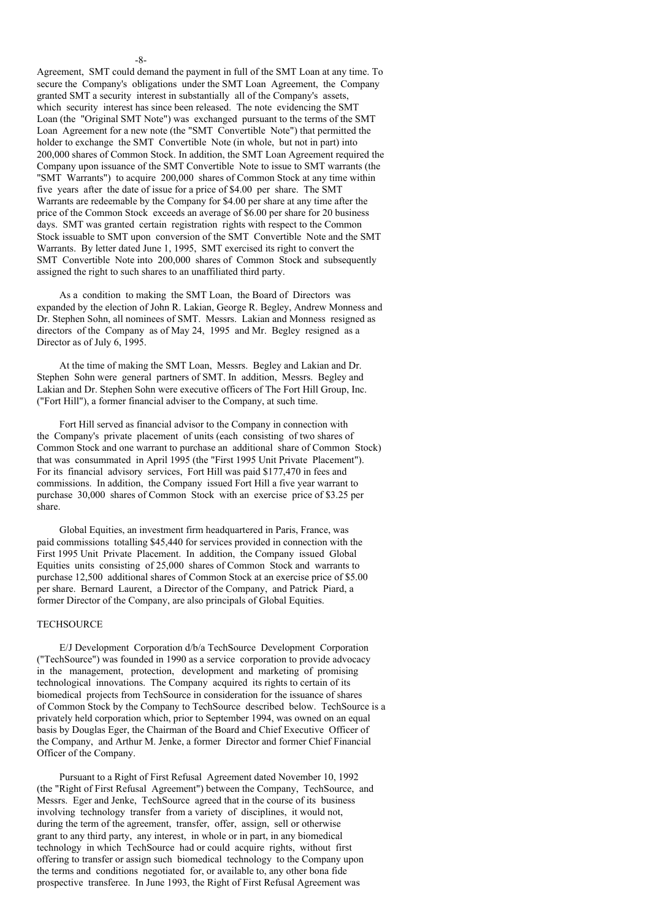Agreement, SMT could demand the payment in full of the SMT Loan at any time. To secure the Company's obligations under the SMT Loan Agreement, the Company granted SMT a security interest in substantially all of the Company's assets, which security interest has since been released. The note evidencing the SMT Loan (the "Original SMT Note") was exchanged pursuant to the terms of the SMT Loan Agreement for a new note (the "SMT Convertible Note") that permitted the holder to exchange the SMT Convertible Note (in whole, but not in part) into 200,000 shares of Common Stock. In addition, the SMT Loan Agreement required the Company upon issuance of the SMT Convertible Note to issue to SMT warrants (the "SMT Warrants") to acquire 200,000 shares of Common Stock at any time within five years after the date of issue for a price of $4.00 per share. The SMT Warrants are redeemable by the Company for $4.00 per share at any time after the price of the Common Stock exceeds an average of $6.00 per share for 20 business days. SMT was granted certain registration rights with respect to the Common Stock issuable to SMT upon conversion of the SMT Convertible Note and the SMT Warrants. By letter dated June 1, 1995, SMT exercised its right to convert the SMT Convertible Note into 200,000 shares of Common Stock and subsequently assigned the right to such shares to an unaffiliated third party.

As a condition to making the SMT Loan, the Board of Directors was expanded by the election of John R. Lakian, George R. Begley, Andrew Monness and Dr. Stephen Sohn, all nominees of SMT. Messrs. Lakian and Monness resigned as directors of the Company as of May 24, 1995 and Mr. Begley resigned as a Director as of July 6, 1995.

At the time of making the SMT Loan, Messrs. Begley and Lakian and Dr. Stephen Sohn were general partners of SMT. In addition, Messrs. Begley and Lakian and Dr. Stephen Sohn were executive officers of The Fort Hill Group, Inc. ("Fort Hill"), a former financial adviser to the Company, at such time.

Fort Hill served as financial advisor to the Company in connection with the Company's private placement of units (each consisting of two shares of Common Stock and one warrant to purchase an additional share of Common Stock) that was consummated in April 1995 (the "First 1995 Unit Private Placement"). For its financial advisory services, Fort Hill was paid $177,470 in fees and commissions. In addition, the Company issued Fort Hill a five year warrant to purchase 30,000 shares of Common Stock with an exercise price of $3.25 per share.

Global Equities, an investment firm headquartered in Paris, France, was paid commissions totalling $45,440 for services provided in connection with the First 1995 Unit Private Placement. In addition, the Company issued Global Equities units consisting of 25,000 shares of Common Stock and warrants to purchase 12,500 additional shares of Common Stock at an exercise price of $5.00 per share. Bernard Laurent, a Director of the Company, and Patrick Piard, a former Director of the Company, are also principals of Global Equities.

## TECHSOURCE

E/J Development Corporation d/b/a TechSource Development Corporation ("TechSource") was founded in 1990 as a service corporation to provide advocacy in the management, protection, development and marketing of promising technological innovations. The Company acquired its rights to certain of its biomedical projects from TechSource in consideration for the issuance of shares of Common Stock by the Company to TechSource described below. TechSource is a privately held corporation which, prior to September 1994, was owned on an equal basis by Douglas Eger, the Chairman of the Board and Chief Executive Officer of the Company, and Arthur M. Jenke, a former Director and former Chief Financial Officer of the Company.

Pursuant to a Right of First Refusal Agreement dated November 10, 1992 (the "Right of First Refusal Agreement") between the Company, TechSource, and Messrs. Eger and Jenke, TechSource agreed that in the course of its business involving technology transfer from a variety of disciplines, it would not, during the term of the agreement, transfer, offer, assign, sell or otherwise grant to any third party, any interest, in whole or in part, in any biomedical technology in which TechSource had or could acquire rights, without first offering to transfer or assign such biomedical technology to the Company upon the terms and conditions negotiated for, or available to, any other bona fide prospective transferee. In June 1993, the Right of First Refusal Agreement was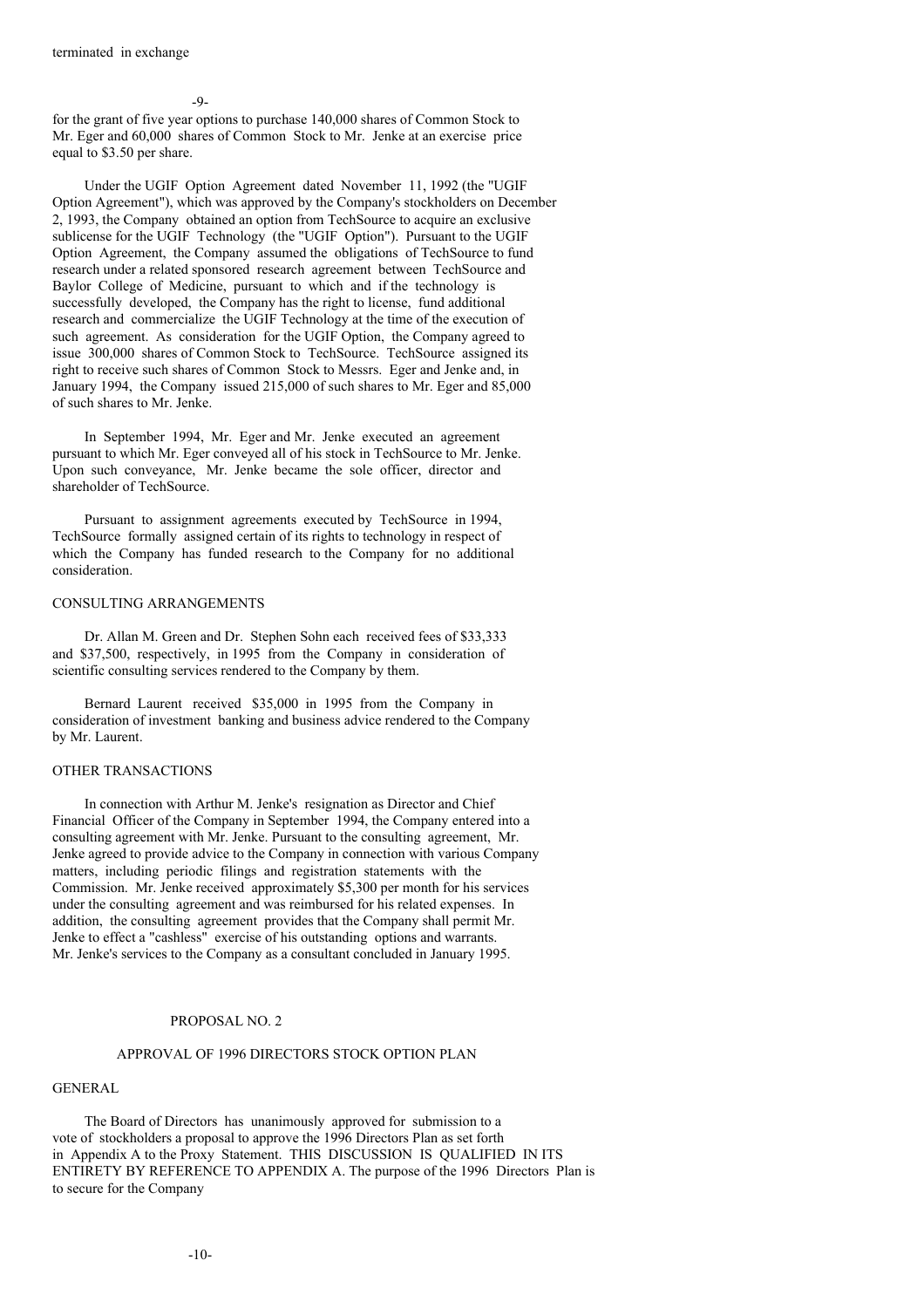terminated in exchange

for the grant of five year options to purchase 140,000 shares of Common Stock to Mr. Eger and 60,000 shares of Common Stock to Mr. Jenke at an exercise price equal to $3.50 per share.

Under the UGIF Option Agreement dated November 11, 1992 (the "UGIF Option Agreement"), which was approved by the Company's stockholders on December 2, 1993, the Company obtained an option from TechSource to acquire an exclusive sublicense for the UGIF Technology (the "UGIF Option"). Pursuant to the UGIF Option Agreement, the Company assumed the obligations of TechSource to fund research under a related sponsored research agreement between TechSource and Baylor College of Medicine, pursuant to which and if the technology is successfully developed, the Company has the right to license, fund additional research and commercialize the UGIF Technology at the time of the execution of such agreement. As consideration for the UGIF Option, the Company agreed to issue 300,000 shares of Common Stock to TechSource. TechSource assigned its right to receive such shares of Common Stock to Messrs. Eger and Jenke and, in January 1994, the Company issued 215,000 of such shares to Mr. Eger and 85,000 of such shares to Mr. Jenke.

In September 1994, Mr. Eger and Mr. Jenke executed an agreement pursuant to which Mr. Eger conveyed all of his stock in TechSource to Mr. Jenke. Upon such conveyance, Mr. Jenke became the sole officer, director and shareholder of TechSource.

Pursuant to assignment agreements executed by TechSource in 1994, TechSource formally assigned certain of its rights to technology in respect of which the Company has funded research to the Company for no additional consideration.

## CONSULTING ARRANGEMENTS

Dr. Allan M. Green and Dr. Stephen Sohn each received fees of $33,333 and $37,500, respectively, in 1995 from the Company in consideration of scientific consulting services rendered to the Company by them.

Bernard Laurent received $35,000 in 1995 from the Company in consideration of investment banking and business advice rendered to the Company by Mr. Laurent.

## OTHER TRANSACTIONS

In connection with Arthur M. Jenke's resignation as Director and Chief Financial Officer of the Company in September 1994, the Company entered into a consulting agreement with Mr. Jenke. Pursuant to the consulting agreement, Mr. Jenke agreed to provide advice to the Company in connection with various Company matters, including periodic filings and registration statements with the Commission. Mr. Jenke received approximately $5,300 per month for his services under the consulting agreement and was reimbursed for his related expenses. In addition, the consulting agreement provides that the Company shall permit Mr. Jenke to effect a "cashless" exercise of his outstanding options and warrants. Mr. Jenke's services to the Company as a consultant concluded in January 1995.

## PROPOSAL NO. 2

## APPROVAL OF 1996 DIRECTORS STOCK OPTION PLAN

### GENERAL

The Board of Directors has unanimously approved for submission to a vote of stockholders a proposal to approve the 1996 Directors Plan as set forth in Appendix A to the Proxy Statement. THIS DISCUSSION IS QUALIFIED IN ITS ENTIRETY BY REFERENCE TO APPENDIX A. The purpose of the 1996 Directors Plan is to secure for the Company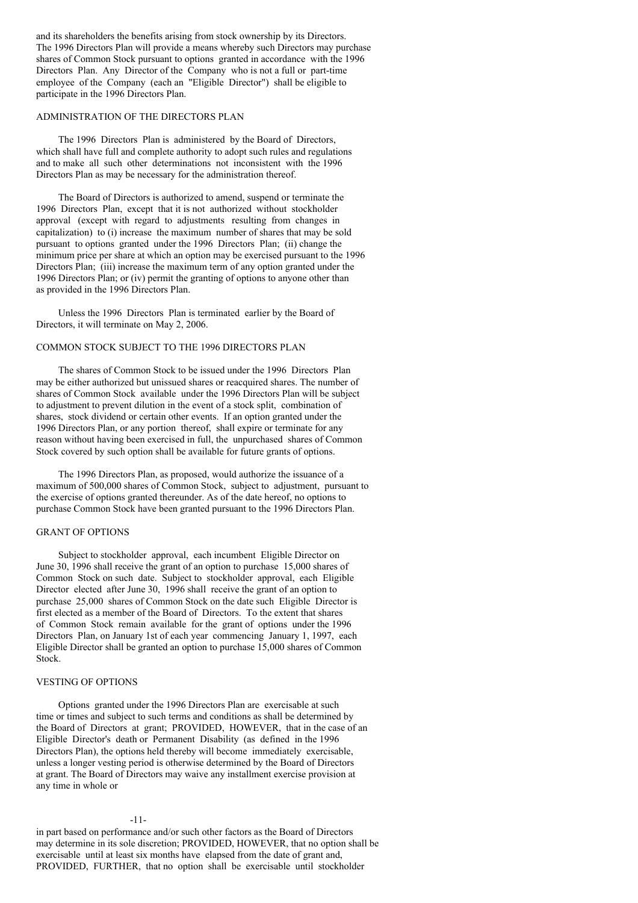and its shareholders the benefits arising from stock ownership by its Directors. The 1996 Directors Plan will provide a means whereby such Directors may purchase shares of Common Stock pursuant to options granted in accordance with the 1996 Directors Plan. Any Director of the Company who is not a full or part-time employee of the Company (each an "Eligible Director") shall be eligible to participate in the 1996 Directors Plan.

## ADMINISTRATION OF THE DIRECTORS PLAN

The 1996 Directors Plan is administered by the Board of Directors, which shall have full and complete authority to adopt such rules and regulations and to make all such other determinations not inconsistent with the 1996 Directors Plan as may be necessary for the administration thereof.

The Board of Directors is authorized to amend, suspend or terminate the 1996 Directors Plan, except that it is not authorized without stockholder approval (except with regard to adjustments resulting from changes in capitalization) to (i) increase the maximum number of shares that may be sold pursuant to options granted under the 1996 Directors Plan; (ii) change the minimum price per share at which an option may be exercised pursuant to the 1996 Directors Plan; (iii) increase the maximum term of any option granted under the 1996 Directors Plan; or (iv) permit the granting of options to anyone other than as provided in the 1996 Directors Plan.

Unless the 1996 Directors Plan is terminated earlier by the Board of Directors, it will terminate on May 2, 2006.

## COMMON STOCK SUBJECT TO THE 1996 DIRECTORS PLAN

The shares of Common Stock to be issued under the 1996 Directors Plan may be either authorized but unissued shares or reacquired shares. The number of shares of Common Stock available under the 1996 Directors Plan will be subject to adjustment to prevent dilution in the event of a stock split, combination of shares, stock dividend or certain other events. If an option granted under the 1996 Directors Plan, or any portion thereof, shall expire or terminate for any reason without having been exercised in full, the unpurchased shares of Common Stock covered by such option shall be available for future grants of options.

The 1996 Directors Plan, as proposed, would authorize the issuance of a maximum of 500,000 shares of Common Stock, subject to adjustment, pursuant to the exercise of options granted thereunder. As of the date hereof, no options to purchase Common Stock have been granted pursuant to the 1996 Directors Plan.

## GRANT OF OPTIONS

Subject to stockholder approval, each incumbent Eligible Director on June 30, 1996 shall receive the grant of an option to purchase 15,000 shares of Common Stock on such date. Subject to stockholder approval, each Eligible Director elected after June 30, 1996 shall receive the grant of an option to purchase 25,000 shares of Common Stock on the date such Eligible Director is first elected as a member of the Board of Directors. To the extent that shares of Common Stock remain available for the grant of options under the 1996 Directors Plan, on January 1st of each year commencing January 1, 1997, each Eligible Director shall be granted an option to purchase 15,000 shares of Common Stock.

## VESTING OF OPTIONS

Options granted under the 1996 Directors Plan are exercisable at such time or times and subject to such terms and conditions as shall be determined by the Board of Directors at grant; PROVIDED, HOWEVER, that in the case of an Eligible Director's death or Permanent Disability (as defined in the 1996 Directors Plan), the options held thereby will become immediately exercisable, unless a longer vesting period is otherwise determined by the Board of Directors at grant. The Board of Directors may waive any installment exercise provision at any time in whole or

in part based on performance and/or such other factors as the Board of Directors may determine in its sole discretion; PROVIDED, HOWEVER, that no option shall be exercisable until at least six months have elapsed from the date of grant and, PROVIDED, FURTHER, that no option shall be exercisable until stockholder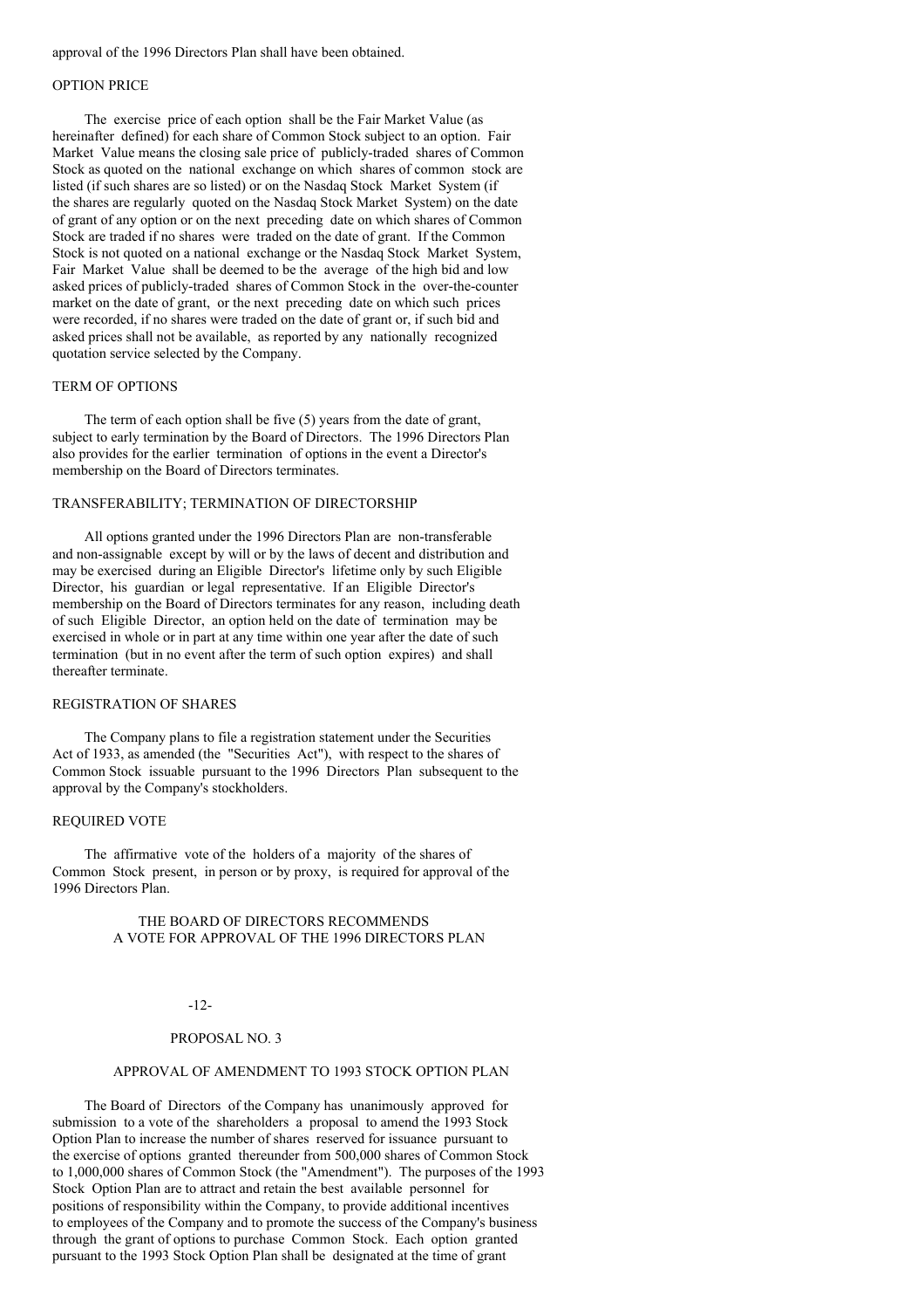approval of the 1996 Directors Plan shall have been obtained.

### OPTION PRICE

The exercise price of each option shall be the Fair Market Value (as hereinafter defined) for each share of Common Stock subject to an option. Fair Market Value means the closing sale price of publicly-traded shares of Common Stock as quoted on the national exchange on which shares of common stock are listed (if such shares are so listed) or on the Nasdaq Stock Market System (if the shares are regularly quoted on the Nasdaq Stock Market System) on the date of grant of any option or on the next preceding date on which shares of Common Stock are traded if no shares were traded on the date of grant. If the Common Stock is not quoted on a national exchange or the Nasdaq Stock Market System, Fair Market Value shall be deemed to be the average of the high bid and low asked prices of publicly-traded shares of Common Stock in the over-the-counter market on the date of grant, or the next preceding date on which such prices were recorded, if no shares were traded on the date of grant or, if such bid and asked prices shall not be available, as reported by any nationally recognized quotation service selected by the Company.

### TERM OF OPTIONS

The term of each option shall be five (5) years from the date of grant, subject to early termination by the Board of Directors. The 1996 Directors Plan also provides for the earlier termination of options in the event a Director's membership on the Board of Directors terminates.

### TRANSFERABILITY; TERMINATION OF DIRECTORSHIP

All options granted under the 1996 Directors Plan are non-transferable and non-assignable except by will or by the laws of decent and distribution and may be exercised during an Eligible Director's lifetime only by such Eligible Director, his guardian or legal representative. If an Eligible Director's membership on the Board of Directors terminates for any reason, including death of such Eligible Director, an option held on the date of termination may be exercised in whole or in part at any time within one year after the date of such termination (but in no event after the term of such option expires) and shall thereafter terminate.

### REGISTRATION OF SHARES

The Company plans to file a registration statement under the Securities Act of 1933, as amended (the "Securities Act"), with respect to the shares of Common Stock issuable pursuant to the 1996 Directors Plan subsequent to the approval by the Company's stockholders.

### REQUIRED VOTE

The affirmative vote of the holders of a majority of the shares of Common Stock present, in person or by proxy, is required for approval of the 1996 Directors Plan.

**THE BOARD OF DIRECTORS RECOMMENDS A VOTE FOR APPROVAL OF THE 1996 DIRECTORS PLAN**

## PROPOSAL NO. 3

## APPROVAL OF AMENDMENT TO 1993 STOCK OPTION PLAN

The Board of Directors of the Company has unanimously approved for submission to a vote of the shareholders a proposal to amend the 1993 Stock Option Plan to increase the number of shares reserved for issuance pursuant to the exercise of options granted thereunder from 500,000 shares of Common Stock to 1,000,000 shares of Common Stock (the "Amendment"). The purposes of the 1993 Stock Option Plan are to attract and retain the best available personnel for positions of responsibility within the Company, to provide additional incentives to employees of the Company and to promote the success of the Company's business through the grant of options to purchase Common Stock. Each option granted pursuant to the 1993 Stock Option Plan shall be designated at the time of grant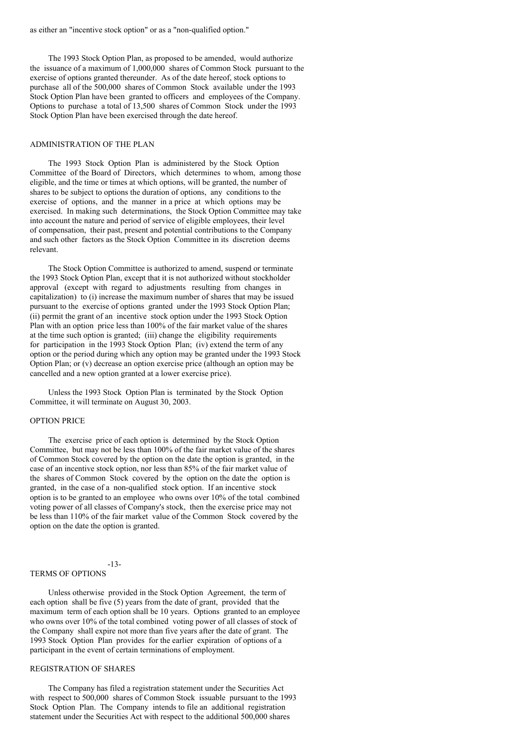as either an "incentive stock option" or as a "non-qualified option."

The 1993 Stock Option Plan, as proposed to be amended, would authorize the issuance of a maximum of 1,000,000 shares of Common Stock pursuant to the exercise of options granted thereunder. As of the date hereof, stock options to purchase all of the 500,000 shares of Common Stock available under the 1993 Stock Option Plan have been granted to officers and employees of the Company. Options to purchase a total of 13,500 shares of Common Stock under the 1993 Stock Option Plan have been exercised through the date hereof.

## ADMINISTRATION OF THE PLAN

The 1993 Stock Option Plan is administered by the Stock Option Committee of the Board of Directors, which determines to whom, among those eligible, and the time or times at which options, will be granted, the number of shares to be subject to options the duration of options, any conditions to the exercise of options, and the manner in a price at which options may be exercised. In making such determinations, the Stock Option Committee may take into account the nature and period of service of eligible employees, their level of compensation, their past, present and potential contributions to the Company and such other factors as the Stock Option Committee in its discretion deems relevant.

The Stock Option Committee is authorized to amend, suspend or terminate the 1993 Stock Option Plan, except that it is not authorized without stockholder approval (except with regard to adjustments resulting from changes in capitalization) to (i) increase the maximum number of shares that may be issued pursuant to the exercise of options granted under the 1993 Stock Option Plan; (ii) permit the grant of an incentive stock option under the 1993 Stock Option Plan with an option price less than 100% of the fair market value of the shares at the time such option is granted; (iii) change the eligibility requirements for participation in the 1993 Stock Option Plan; (iv) extend the term of any option or the period during which any option may be granted under the 1993 Stock Option Plan; or (v) decrease an option exercise price (although an option may be cancelled and a new option granted at a lower exercise price).

Unless the 1993 Stock Option Plan is terminated by the Stock Option Committee, it will terminate on August 30, 2003.

## OPTION PRICE

The exercise price of each option is determined by the Stock Option Committee, but may not be less than 100% of the fair market value of the shares of Common Stock covered by the option on the date the option is granted, in the case of an incentive stock option, nor less than 85% of the fair market value of the shares of Common Stock covered by the option on the date the option is granted, in the case of a non-qualified stock option. If an incentive stock option is to be granted to an employee who owns over 10% of the total combined voting power of all classes of Company's stock, then the exercise price may not be less than 110% of the fair market value of the Common Stock covered by the option on the date the option is granted.

## TERMS OF OPTIONS

Unless otherwise provided in the Stock Option Agreement, the term of each option shall be five (5) years from the date of grant, provided that the maximum term of each option shall be 10 years. Options granted to an employee who owns over 10% of the total combined voting power of all classes of stock of the Company shall expire not more than five years after the date of grant. The 1993 Stock Option Plan provides for the earlier expiration of options of a participant in the event of certain terminations of employment.

## REGISTRATION OF SHARES

The Company has filed a registration statement under the Securities Act with respect to 500,000 shares of Common Stock issuable pursuant to the 1993 Stock Option Plan. The Company intends to file an additional registration statement under the Securities Act with respect to the additional 500,000 shares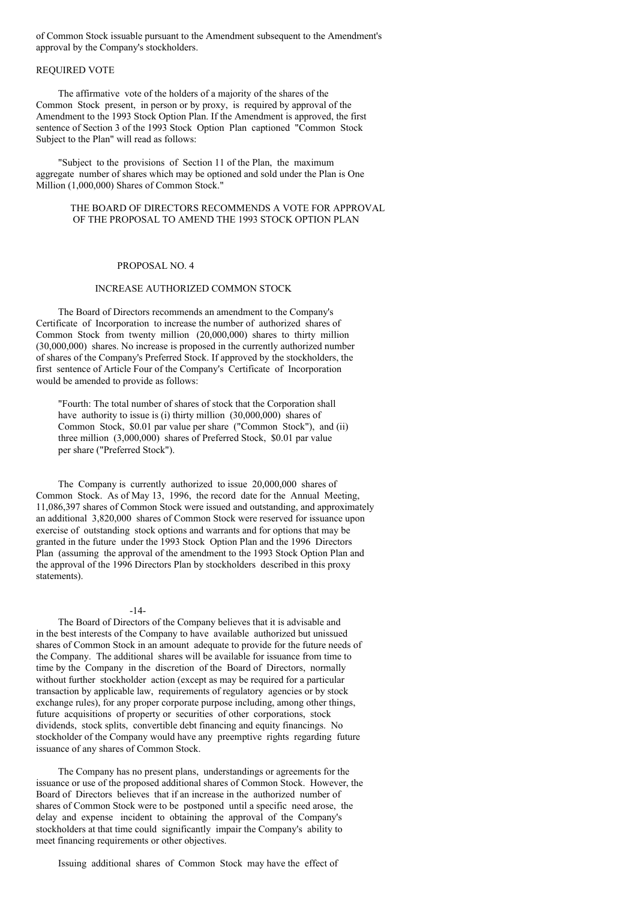of Common Stock issuable pursuant to the Amendment subsequent to the Amendment's approval by the Company's stockholders.

REQUIRED VOTE

The affirmative vote of the holders of a majority of the shares of the Common Stock present, in person or by proxy, is required by approval of the Amendment to the 1993 Stock Option Plan. If the Amendment is approved, the first sentence of Section 3 of the 1993 Stock Option Plan captioned "Common Stock Subject to the Plan" will read as follows:

"Subject to the provisions of Section 11 of the Plan, the maximum aggregate number of shares which may be optioned and sold under the Plan is One Million (1,000,000) Shares of Common Stock."

THE BOARD OF DIRECTORS RECOMMENDS A VOTE FOR APPROVAL OF THE PROPOSAL TO AMEND THE 1993 STOCK OPTION PLAN

## PROPOSAL NO. 4

## INCREASE AUTHORIZED COMMON STOCK

The Board of Directors recommends an amendment to the Company's Certificate of Incorporation to increase the number of authorized shares of Common Stock from twenty million (20,000,000) shares to thirty million (30,000,000) shares. No increase is proposed in the currently authorized number of shares of the Company's Preferred Stock. If approved by the stockholders, the first sentence of Article Four of the Company's Certificate of Incorporation would be amended to provide as follows:

> "Fourth: The total number of shares of stock that the Corporation shall have authority to issue is (i) thirty million (30,000,000) shares of Common Stock, $0.01 par value per share ("Common Stock"), and (ii) three million (3,000,000) shares of Preferred Stock, $0.01 par value per share ("Preferred Stock").

The Company is currently authorized to issue 20,000,000 shares of Common Stock. As of May 13, 1996, the record date for the Annual Meeting, 11,086,397 shares of Common Stock were issued and outstanding, and approximately an additional 3,820,000 shares of Common Stock were reserved for issuance upon exercise of outstanding stock options and warrants and for options that may be granted in the future under the 1993 Stock Option Plan and the 1996 Directors Plan (assuming the approval of the amendment to the 1993 Stock Option Plan and the approval of the 1996 Directors Plan by stockholders described in this proxy statements).

The Board of Directors of the Company believes that it is advisable and in the best interests of the Company to have available authorized but unissued shares of Common Stock in an amount adequate to provide for the future needs of the Company. The additional shares will be available for issuance from time to time by the Company in the discretion of the Board of Directors, normally without further stockholder action (except as may be required for a particular transaction by applicable law, requirements of regulatory agencies or by stock exchange rules), for any proper corporate purpose including, among other things, future acquisitions of property or securities of other corporations, stock dividends, stock splits, convertible debt financing and equity financings. No stockholder of the Company would have any preemptive rights regarding future issuance of any shares of Common Stock.

The Company has no present plans, understandings or agreements for the issuance or use of the proposed additional shares of Common Stock. However, the Board of Directors believes that if an increase in the authorized number of shares of Common Stock were to be postponed until a specific need arose, the delay and expense incident to obtaining the approval of the Company's stockholders at that time could significantly impair the Company's ability to meet financing requirements or other objectives.

Issuing additional shares of Common Stock may have the effect of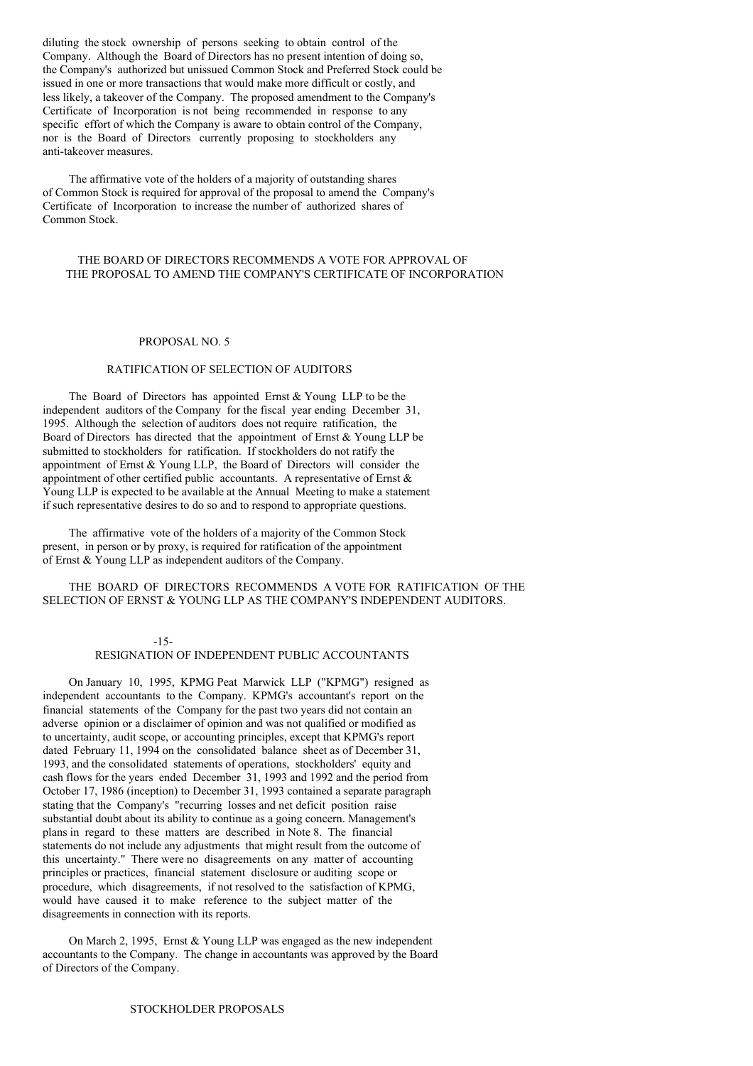diluting the stock ownership of persons seeking to obtain control of the Company. Although the Board of Directors has no present intention of doing so, the Company's authorized but unissued Common Stock and Preferred Stock could be issued in one or more transactions that would make more difficult or costly, and less likely, a takeover of the Company. The proposed amendment to the Company's Certificate of Incorporation is not being recommended in response to any specific effort of which the Company is aware to obtain control of the Company, nor is the Board of Directors currently proposing to stockholders any anti-takeover measures.

The affirmative vote of the holders of a majority of outstanding shares of Common Stock is required for approval of the proposal to amend the Company's Certificate of Incorporation to increase the number of authorized shares of Common Stock.

THE BOARD OF DIRECTORS RECOMMENDS A VOTE FOR APPROVAL OF THE PROPOSAL TO AMEND THE COMPANY'S CERTIFICATE OF INCORPORATION

## PROPOSAL NO. 5

## RATIFICATION OF SELECTION OF AUDITORS

The Board of Directors has appointed Ernst & Young LLP to be the independent auditors of the Company for the fiscal year ending December 31, 1995. Although the selection of auditors does not require ratification, the Board of Directors has directed that the appointment of Ernst & Young LLP be submitted to stockholders for ratification. If stockholders do not ratify the appointment of Ernst & Young LLP, the Board of Directors will consider the appointment of other certified public accountants. A representative of Ernst & Young LLP is expected to be available at the Annual Meeting to make a statement if such representative desires to do so and to respond to appropriate questions.

The affirmative vote of the holders of a majority of the Common Stock present, in person or by proxy, is required for ratification of the appointment of Ernst & Young LLP as independent auditors of the Company.

THE BOARD OF DIRECTORS RECOMMENDS A VOTE FOR RATIFICATION OF THE SELECTION OF ERNST & YOUNG LLP AS THE COMPANY'S INDEPENDENT AUDITORS.

## RESIGNATION OF INDEPENDENT PUBLIC ACCOUNTANTS

On January 10, 1995, KPMG Peat Marwick LLP ("KPMG") resigned as independent accountants to the Company. KPMG's accountant's report on the financial statements of the Company for the past two years did not contain an adverse opinion or a disclaimer of opinion and was not qualified or modified as to uncertainty, audit scope, or accounting principles, except that KPMG's report dated February 11, 1994 on the consolidated balance sheet as of December 31, 1993, and the consolidated statements of operations, stockholders' equity and cash flows for the years ended December 31, 1993 and 1992 and the period from October 17, 1986 (inception) to December 31, 1993 contained a separate paragraph stating that the Company's "recurring losses and net deficit position raise substantial doubt about its ability to continue as a going concern. Management's plans in regard to these matters are described in Note 8. The financial statements do not include any adjustments that might result from the outcome of this uncertainty." There were no disagreements on any matter of accounting principles or practices, financial statement disclosure or auditing scope or procedure, which disagreements, if not resolved to the satisfaction of KPMG, would have caused it to make reference to the subject matter of the disagreements in connection with its reports.

On March 2, 1995, Ernst & Young LLP was engaged as the new independent accountants to the Company. The change in accountants was approved by the Board of Directors of the Company.

## STOCKHOLDER PROPOSALS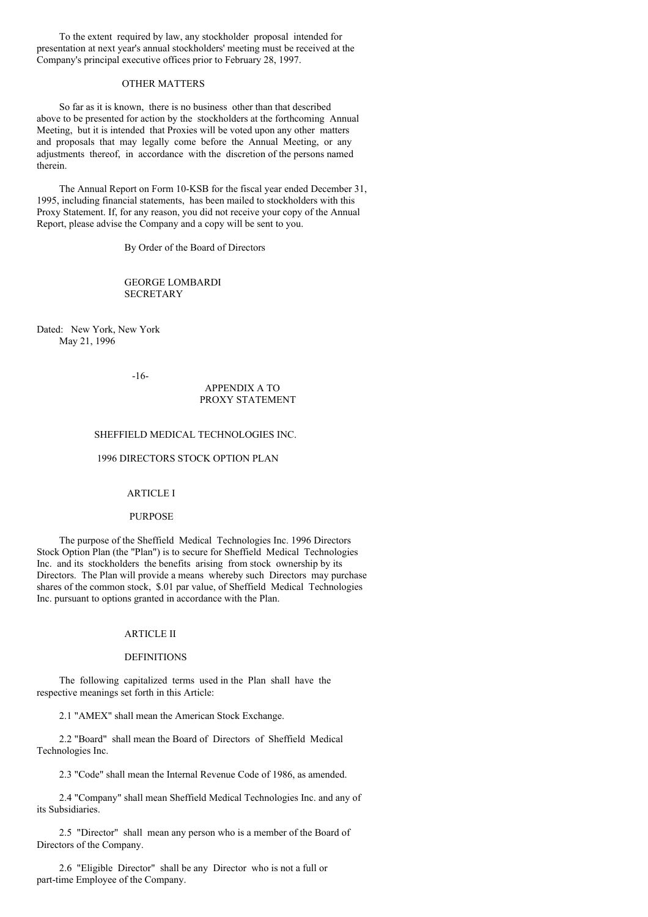To the extent required by law, any stockholder proposal intended for presentation at next year's annual stockholders' meeting must be received at the Company's principal executive offices prior to February 28, 1997.

## OTHER MATTERS

So far as it is known, there is no business other than that described above to be presented for action by the stockholders at the forthcoming Annual Meeting, but it is intended that Proxies will be voted upon any other matters and proposals that may legally come before the Annual Meeting, or any adjustments thereof, in accordance with the discretion of the persons named therein.

The Annual Report on Form 10-KSB for the fiscal year ended December 31, 1995, including financial statements, has been mailed to stockholders with this Proxy Statement. If, for any reason, you did not receive your copy of the Annual Report, please advise the Company and a copy will be sent to you.

By Order of the Board of Directors

GEORGE LOMBARDI
SECRETARY

Dated: New York, New York
May 21, 1996

APPENDIX A TO
PROXY STATEMENT

# SHEFFIELD MEDICAL TECHNOLOGIES INC.

# 1996 DIRECTORS STOCK OPTION PLAN

## ARTICLE I

## PURPOSE

The purpose of the Sheffield Medical Technologies Inc. 1996 Directors Stock Option Plan (the "Plan") is to secure for Sheffield Medical Technologies Inc. and its stockholders the benefits arising from stock ownership by its Directors. The Plan will provide a means whereby such Directors may purchase shares of the common stock, \$.01 par value, of Sheffield Medical Technologies Inc. pursuant to options granted in accordance with the Plan.

## ARTICLE II

## DEFINITIONS

The following capitalized terms used in the Plan shall have the respective meanings set forth in this Article:

2.1 "AMEX" shall mean the American Stock Exchange.

2.2 "Board" shall mean the Board of Directors of Sheffield Medical Technologies Inc.

2.3 "Code" shall mean the Internal Revenue Code of 1986, as amended.

2.4 "Company" shall mean Sheffield Medical Technologies Inc. and any of its Subsidiaries.

2.5 "Director" shall mean any person who is a member of the Board of Directors of the Company.

2.6 "Eligible Director" shall be any Director who is not a full or part-time Employee of the Company.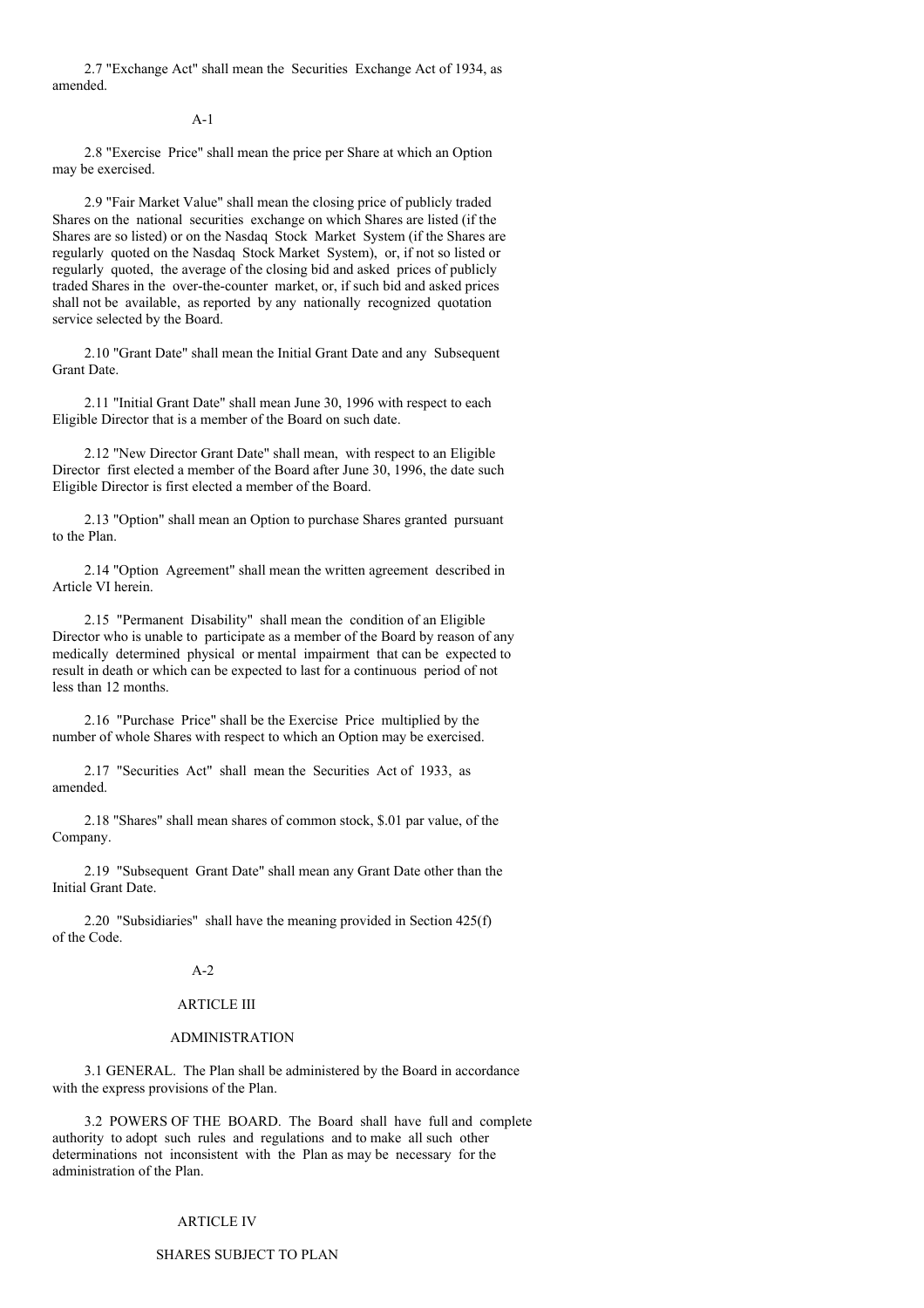2.7 "Exchange Act" shall mean the Securities Exchange Act of 1934, as amended.

2.8 "Exercise Price" shall mean the price per Share at which an Option may be exercised.

2.9 "Fair Market Value" shall mean the closing price of publicly traded Shares on the national securities exchange on which Shares are listed (if the Shares are so listed) or on the Nasdaq Stock Market System (if the Shares are regularly quoted on the Nasdaq Stock Market System), or, if not so listed or regularly quoted, the average of the closing bid and asked prices of publicly traded Shares in the over-the-counter market, or, if such bid and asked prices shall not be available, as reported by any nationally recognized quotation service selected by the Board.

2.10 "Grant Date" shall mean the Initial Grant Date and any Subsequent Grant Date.

2.11 "Initial Grant Date" shall mean June 30, 1996 with respect to each Eligible Director that is a member of the Board on such date.

2.12 "New Director Grant Date" shall mean, with respect to an Eligible Director first elected a member of the Board after June 30, 1996, the date such Eligible Director is first elected a member of the Board.

2.13 "Option" shall mean an Option to purchase Shares granted pursuant to the Plan.

2.14 "Option Agreement" shall mean the written agreement described in Article VI herein.

2.15 "Permanent Disability" shall mean the condition of an Eligible Director who is unable to participate as a member of the Board by reason of any medically determined physical or mental impairment that can be expected to result in death or which can be expected to last for a continuous period of not less than 12 months.

2.16 "Purchase Price" shall be the Exercise Price multiplied by the number of whole Shares with respect to which an Option may be exercised.

2.17 "Securities Act" shall mean the Securities Act of 1933, as amended.

2.18 "Shares" shall mean shares of common stock, $.01 par value, of the Company.

2.19 "Subsequent Grant Date" shall mean any Grant Date other than the Initial Grant Date.

2.20 "Subsidiaries" shall have the meaning provided in Section 425(f) of the Code.

## ARTICLE III

## ADMINISTRATION

3.1 GENERAL. The Plan shall be administered by the Board in accordance with the express provisions of the Plan.

3.2 POWERS OF THE BOARD. The Board shall have full and complete authority to adopt such rules and regulations and to make all such other determinations not inconsistent with the Plan as may be necessary for the administration of the Plan.

## ARTICLE IV

## SHARES SUBJECT TO PLAN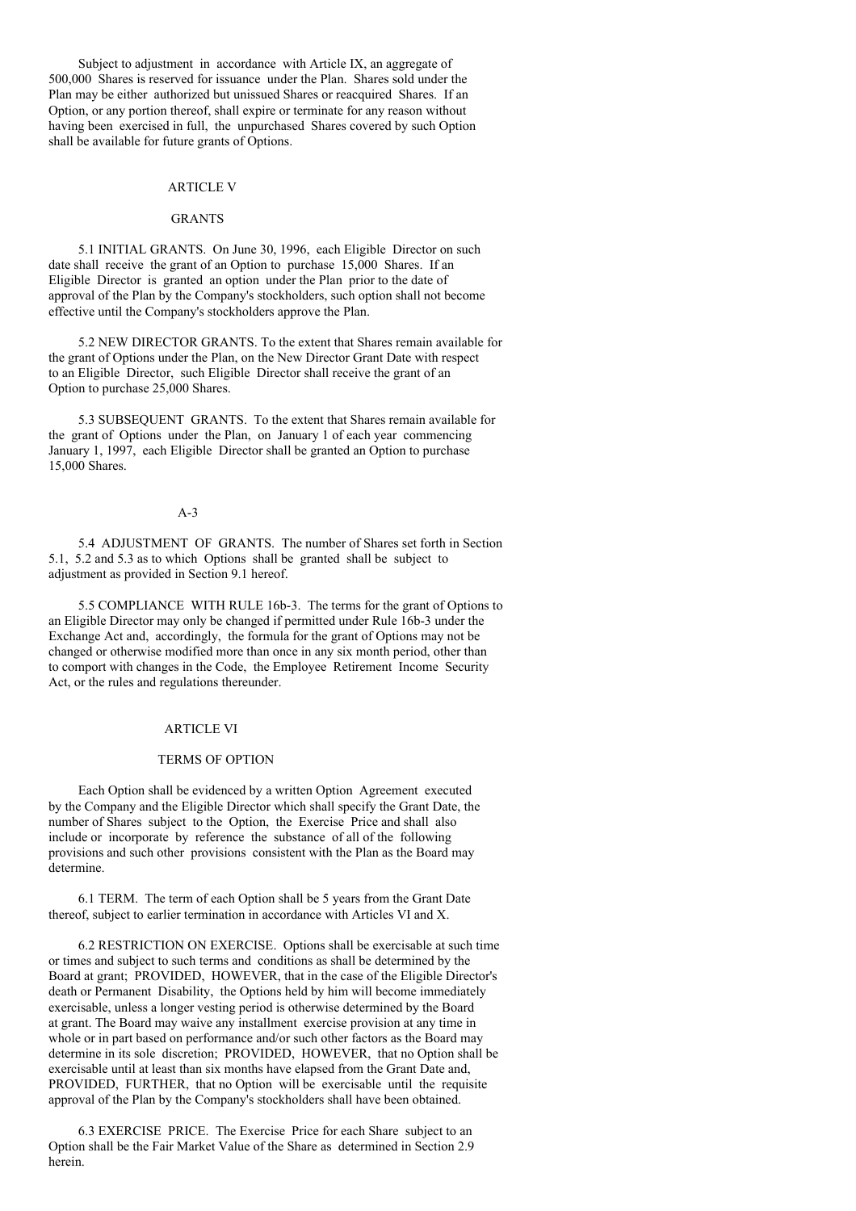Subject to adjustment in accordance with Article IX, an aggregate of 500,000 Shares is reserved for issuance under the Plan. Shares sold under the Plan may be either authorized but unissued Shares or reacquired Shares. If an Option, or any portion thereof, shall expire or terminate for any reason without having been exercised in full, the unpurchased Shares covered by such Option shall be available for future grants of Options.

## ARTICLE V

## GRANTS

5.1 INITIAL GRANTS. On June 30, 1996, each Eligible Director on such date shall receive the grant of an Option to purchase 15,000 Shares. If an Eligible Director is granted an option under the Plan prior to the date of approval of the Plan by the Company's stockholders, such option shall not become effective until the Company's stockholders approve the Plan.

5.2 NEW DIRECTOR GRANTS. To the extent that Shares remain available for the grant of Options under the Plan, on the New Director Grant Date with respect to an Eligible Director, such Eligible Director shall receive the grant of an Option to purchase 25,000 Shares.

5.3 SUBSEQUENT GRANTS. To the extent that Shares remain available for the grant of Options under the Plan, on January 1 of each year commencing January 1, 1997, each Eligible Director shall be granted an Option to purchase 15,000 Shares.

5.4 ADJUSTMENT OF GRANTS. The number of Shares set forth in Section 5.1, 5.2 and 5.3 as to which Options shall be granted shall be subject to adjustment as provided in Section 9.1 hereof.

5.5 COMPLIANCE WITH RULE 16b-3. The terms for the grant of Options to an Eligible Director may only be changed if permitted under Rule 16b-3 under the Exchange Act and, accordingly, the formula for the grant of Options may not be changed or otherwise modified more than once in any six month period, other than to comport with changes in the Code, the Employee Retirement Income Security Act, or the rules and regulations thereunder.

## ARTICLE VI

## TERMS OF OPTION

Each Option shall be evidenced by a written Option Agreement executed by the Company and the Eligible Director which shall specify the Grant Date, the number of Shares subject to the Option, the Exercise Price and shall also include or incorporate by reference the substance of all of the following provisions and such other provisions consistent with the Plan as the Board may determine.

6.1 TERM. The term of each Option shall be 5 years from the Grant Date thereof, subject to earlier termination in accordance with Articles VI and X.

6.2 RESTRICTION ON EXERCISE. Options shall be exercisable at such time or times and subject to such terms and conditions as shall be determined by the Board at grant; PROVIDED, HOWEVER, that in the case of the Eligible Director's death or Permanent Disability, the Options held by him will become immediately exercisable, unless a longer vesting period is otherwise determined by the Board at grant. The Board may waive any installment exercise provision at any time in whole or in part based on performance and/or such other factors as the Board may determine in its sole discretion; PROVIDED, HOWEVER, that no Option shall be exercisable until at least than six months have elapsed from the Grant Date and, PROVIDED, FURTHER, that no Option will be exercisable until the requisite approval of the Plan by the Company's stockholders shall have been obtained.

6.3 EXERCISE PRICE. The Exercise Price for each Share subject to an Option shall be the Fair Market Value of the Share as determined in Section 2.9 herein.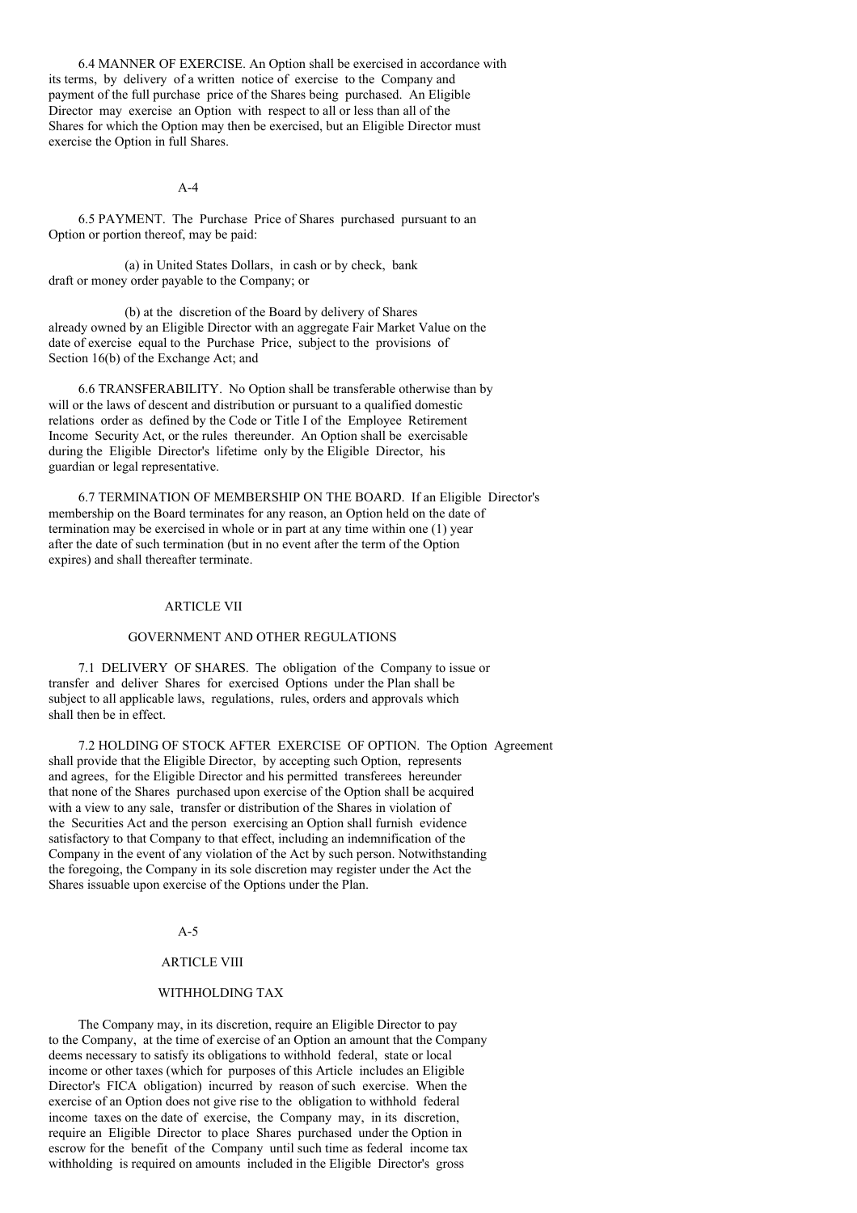6.4 MANNER OF EXERCISE. An Option shall be exercised in accordance with its terms, by delivery of a written notice of exercise to the Company and payment of the full purchase price of the Shares being purchased. An Eligible Director may exercise an Option with respect to all or less than all of the Shares for which the Option may then be exercised, but an Eligible Director must exercise the Option in full Shares.

6.5 PAYMENT. The Purchase Price of Shares purchased pursuant to an Option or portion thereof, may be paid:

(a) in United States Dollars, in cash or by check, bank draft or money order payable to the Company; or

(b) at the discretion of the Board by delivery of Shares already owned by an Eligible Director with an aggregate Fair Market Value on the date of exercise equal to the Purchase Price, subject to the provisions of Section 16(b) of the Exchange Act; and

6.6 TRANSFERABILITY. No Option shall be transferable otherwise than by will or the laws of descent and distribution or pursuant to a qualified domestic relations order as defined by the Code or Title I of the Employee Retirement Income Security Act, or the rules thereunder. An Option shall be exercisable during the Eligible Director's lifetime only by the Eligible Director, his guardian or legal representative.

6.7 TERMINATION OF MEMBERSHIP ON THE BOARD. If an Eligible Director's membership on the Board terminates for any reason, an Option held on the date of termination may be exercised in whole or in part at any time within one (1) year after the date of such termination (but in no event after the term of the Option expires) and shall thereafter terminate.

## ARTICLE VII

## GOVERNMENT AND OTHER REGULATIONS

7.1 DELIVERY OF SHARES. The obligation of the Company to issue or transfer and deliver Shares for exercised Options under the Plan shall be subject to all applicable laws, regulations, rules, orders and approvals which shall then be in effect.

7.2 HOLDING OF STOCK AFTER EXERCISE OF OPTION. The Option Agreement shall provide that the Eligible Director, by accepting such Option, represents and agrees, for the Eligible Director and his permitted transferees hereunder that none of the Shares purchased upon exercise of the Option shall be acquired with a view to any sale, transfer or distribution of the Shares in violation of the Securities Act and the person exercising an Option shall furnish evidence satisfactory to that Company to that effect, including an indemnification of the Company in the event of any violation of the Act by such person. Notwithstanding the foregoing, the Company in its sole discretion may register under the Act the Shares issuable upon exercise of the Options under the Plan.

## ARTICLE VIII

## WITHHOLDING TAX

The Company may, in its discretion, require an Eligible Director to pay to the Company, at the time of exercise of an Option an amount that the Company deems necessary to satisfy its obligations to withhold federal, state or local income or other taxes (which for purposes of this Article includes an Eligible Director's FICA obligation) incurred by reason of such exercise. When the exercise of an Option does not give rise to the obligation to withhold federal income taxes on the date of exercise, the Company may, in its discretion, require an Eligible Director to place Shares purchased under the Option in escrow for the benefit of the Company until such time as federal income tax withholding is required on amounts included in the Eligible Director's gross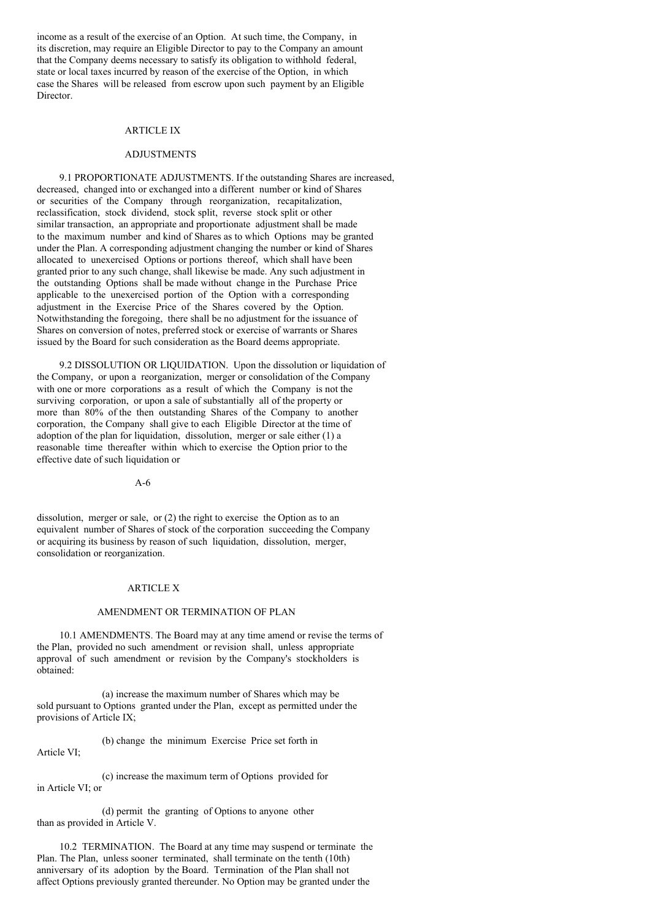income as a result of the exercise of an Option. At such time, the Company, in its discretion, may require an Eligible Director to pay to the Company an amount that the Company deems necessary to satisfy its obligation to withhold federal, state or local taxes incurred by reason of the exercise of the Option, in which case the Shares will be released from escrow upon such payment by an Eligible Director.

## ARTICLE IX

## ADJUSTMENTS

9.1 PROPORTIONATE ADJUSTMENTS. If the outstanding Shares are increased, decreased, changed into or exchanged into a different number or kind of Shares or securities of the Company through reorganization, recapitalization, reclassification, stock dividend, stock split, reverse stock split or other similar transaction, an appropriate and proportionate adjustment shall be made to the maximum number and kind of Shares as to which Options may be granted under the Plan. A corresponding adjustment changing the number or kind of Shares allocated to unexercised Options or portions thereof, which shall have been granted prior to any such change, shall likewise be made. Any such adjustment in the outstanding Options shall be made without change in the Purchase Price applicable to the unexercised portion of the Option with a corresponding adjustment in the Exercise Price of the Shares covered by the Option. Notwithstanding the foregoing, there shall be no adjustment for the issuance of Shares on conversion of notes, preferred stock or exercise of warrants or Shares issued by the Board for such consideration as the Board deems appropriate.

9.2 DISSOLUTION OR LIQUIDATION. Upon the dissolution or liquidation of the Company, or upon a reorganization, merger or consolidation of the Company with one or more corporations as a result of which the Company is not the surviving corporation, or upon a sale of substantially all of the property or more than 80% of the then outstanding Shares of the Company to another corporation, the Company shall give to each Eligible Director at the time of adoption of the plan for liquidation, dissolution, merger or sale either (1) a reasonable time thereafter within which to exercise the Option prior to the effective date of such liquidation or dissolution, merger or sale, or (2) the right to exercise the Option as to an equivalent number of Shares of stock of the corporation succeeding the Company or acquiring its business by reason of such liquidation, dissolution, merger, consolidation or reorganization.

## ARTICLE X

## AMENDMENT OR TERMINATION OF PLAN

10.1 AMENDMENTS. The Board may at any time amend or revise the terms of the Plan, provided no such amendment or revision shall, unless appropriate approval of such amendment or revision by the Company's stockholders is obtained:

(a) increase the maximum number of Shares which may be sold pursuant to Options granted under the Plan, except as permitted under the provisions of Article IX;

(b) change the minimum Exercise Price set forth in Article VI;

(c) increase the maximum term of Options provided for in Article VI; or

(d) permit the granting of Options to anyone other than as provided in Article V.

10.2 TERMINATION. The Board at any time may suspend or terminate the Plan. The Plan, unless sooner terminated, shall terminate on the tenth (10th) anniversary of its adoption by the Board. Termination of the Plan shall not affect Options previously granted thereunder. No Option may be granted under the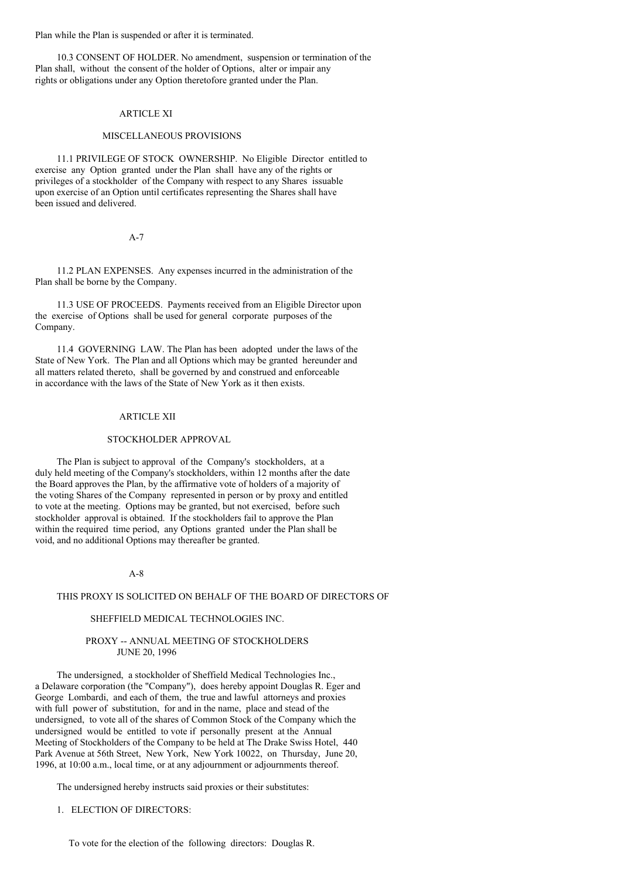Plan while the Plan is suspended or after it is terminated.

10.3 CONSENT OF HOLDER. No amendment, suspension or termination of the Plan shall, without the consent of the holder of Options, alter or impair any rights or obligations under any Option theretofore granted under the Plan.

## ARTICLE XI

## MISCELLANEOUS PROVISIONS

11.1 PRIVILEGE OF STOCK OWNERSHIP. No Eligible Director entitled to exercise any Option granted under the Plan shall have any of the rights or privileges of a stockholder of the Company with respect to any Shares issuable upon exercise of an Option until certificates representing the Shares shall have been issued and delivered.

11.2 PLAN EXPENSES. Any expenses incurred in the administration of the Plan shall be borne by the Company.

11.3 USE OF PROCEEDS. Payments received from an Eligible Director upon the exercise of Options shall be used for general corporate purposes of the Company.

11.4 GOVERNING LAW. The Plan has been adopted under the laws of the State of New York. The Plan and all Options which may be granted hereunder and all matters related thereto, shall be governed by and construed and enforceable in accordance with the laws of the State of New York as it then exists.

## ARTICLE XII

## STOCKHOLDER APPROVAL

The Plan is subject to approval of the Company's stockholders, at a duly held meeting of the Company's stockholders, within 12 months after the date the Board approves the Plan, by the affirmative vote of holders of a majority of the voting Shares of the Company represented in person or by proxy and entitled to vote at the meeting. Options may be granted, but not exercised, before such stockholder approval is obtained. If the stockholders fail to approve the Plan within the required time period, any Options granted under the Plan shall be void, and no additional Options may thereafter be granted.

THIS PROXY IS SOLICITED ON BEHALF OF THE BOARD OF DIRECTORS OF

SHEFFIELD MEDICAL TECHNOLOGIES INC.

PROXY -- ANNUAL MEETING OF STOCKHOLDERS
JUNE 20, 1996

The undersigned, a stockholder of Sheffield Medical Technologies Inc., a Delaware corporation (the "Company"), does hereby appoint Douglas R. Eger and George Lombardi, and each of them, the true and lawful attorneys and proxies with full power of substitution, for and in the name, place and stead of the undersigned, to vote all of the shares of Common Stock of the Company which the undersigned would be entitled to vote if personally present at the Annual Meeting of Stockholders of the Company to be held at The Drake Swiss Hotel, 440 Park Avenue at 56th Street, New York, New York 10022, on Thursday, June 20, 1996, at 10:00 a.m., local time, or at any adjournment or adjournments thereof.

The undersigned hereby instructs said proxies or their substitutes:

1. ELECTION OF DIRECTORS:

To vote for the election of the following directors: Douglas R.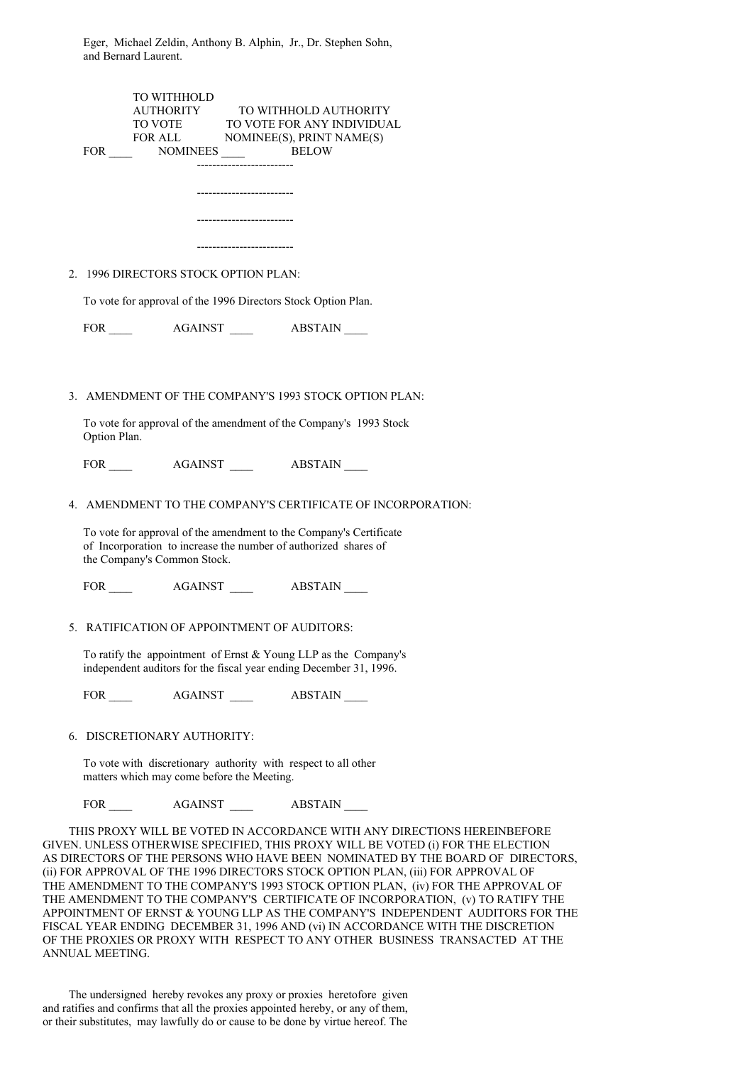Eger, Michael Zeldin, Anthony B. Alphin, Jr., Dr. Stephen Sohn, and Bernard Laurent.

| FOR ____ | TO WITHHOLD AUTHORITY TO VOTE FOR ALL NOMINEES ____ | TO WITHHOLD AUTHORITY TO VOTE FOR ANY INDIVIDUAL NOMINEE(S), PRINT NAME(S) BELOW |
|---|---|---|

-------------------------

-------------------------

-------------------------

-------------------------

2. 1996 DIRECTORS STOCK OPTION PLAN:

   To vote for approval of the 1996 Directors Stock Option Plan.

   FOR ____ AGAINST ____ ABSTAIN ____

3. AMENDMENT OF THE COMPANY'S 1993 STOCK OPTION PLAN:

   To vote for approval of the amendment of the Company's 1993 Stock Option Plan.

   FOR ____ AGAINST ____ ABSTAIN ____

4. AMENDMENT TO THE COMPANY'S CERTIFICATE OF INCORPORATION:

   To vote for approval of the amendment to the Company's Certificate of Incorporation to increase the number of authorized shares of the Company's Common Stock.

   FOR ____ AGAINST ____ ABSTAIN ____

5. RATIFICATION OF APPOINTMENT OF AUDITORS:

   To ratify the appointment of Ernst & Young LLP as the Company's independent auditors for the fiscal year ending December 31, 1996.

   FOR ____ AGAINST ____ ABSTAIN ____

6. DISCRETIONARY AUTHORITY:

   To vote with discretionary authority with respect to all other matters which may come before the Meeting.

   FOR ____ AGAINST ____ ABSTAIN ____

THIS PROXY WILL BE VOTED IN ACCORDANCE WITH ANY DIRECTIONS HEREINBEFORE GIVEN. UNLESS OTHERWISE SPECIFIED, THIS PROXY WILL BE VOTED (i) FOR THE ELECTION AS DIRECTORS OF THE PERSONS WHO HAVE BEEN NOMINATED BY THE BOARD OF DIRECTORS, (ii) FOR APPROVAL OF THE 1996 DIRECTORS STOCK OPTION PLAN, (iii) FOR APPROVAL OF THE AMENDMENT TO THE COMPANY'S 1993 STOCK OPTION PLAN, (iv) FOR THE APPROVAL OF THE AMENDMENT TO THE COMPANY'S CERTIFICATE OF INCORPORATION, (v) TO RATIFY THE APPOINTMENT OF ERNST & YOUNG LLP AS THE COMPANY'S INDEPENDENT AUDITORS FOR THE FISCAL YEAR ENDING DECEMBER 31, 1996 AND (vi) IN ACCORDANCE WITH THE DISCRETION OF THE PROXIES OR PROXY WITH RESPECT TO ANY OTHER BUSINESS TRANSACTED AT THE ANNUAL MEETING.

The undersigned hereby revokes any proxy or proxies heretofore given and ratifies and confirms that all the proxies appointed hereby, or any of them, or their substitutes, may lawfully do or cause to be done by virtue hereof. The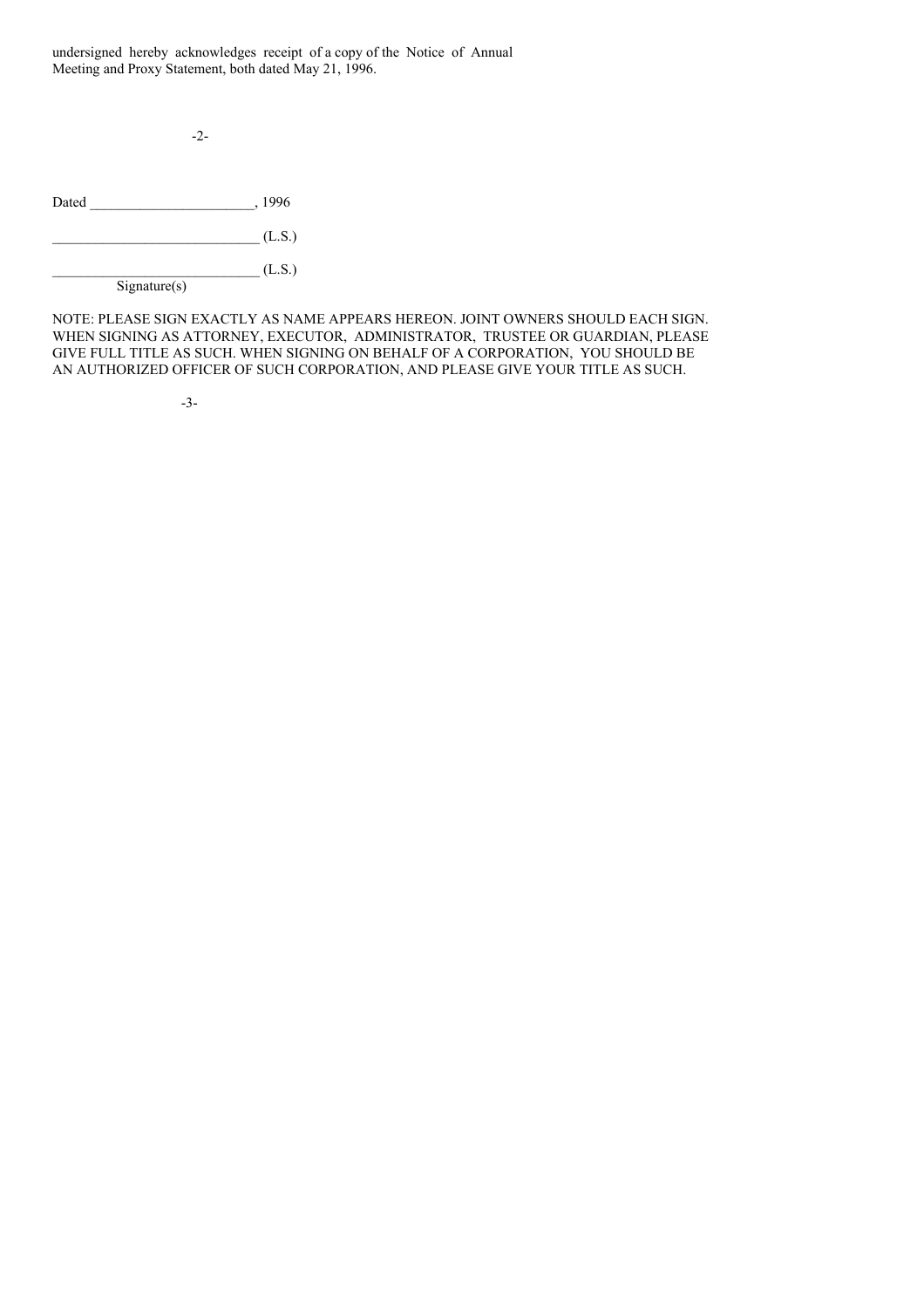undersigned hereby acknowledges receipt of a copy of the Notice of Annual Meeting and Proxy Statement, both dated May 21, 1996.

Dated _______________________, 1996

_____________________________ (L.S.)

_____________________________ (L.S.)
Signature(s)

NOTE: PLEASE SIGN EXACTLY AS NAME APPEARS HEREON. JOINT OWNERS SHOULD EACH SIGN. WHEN SIGNING AS ATTORNEY, EXECUTOR, ADMINISTRATOR, TRUSTEE OR GUARDIAN, PLEASE GIVE FULL TITLE AS SUCH. WHEN SIGNING ON BEHALF OF A CORPORATION, YOU SHOULD BE AN AUTHORIZED OFFICER OF SUCH CORPORATION, AND PLEASE GIVE YOUR TITLE AS SUCH.